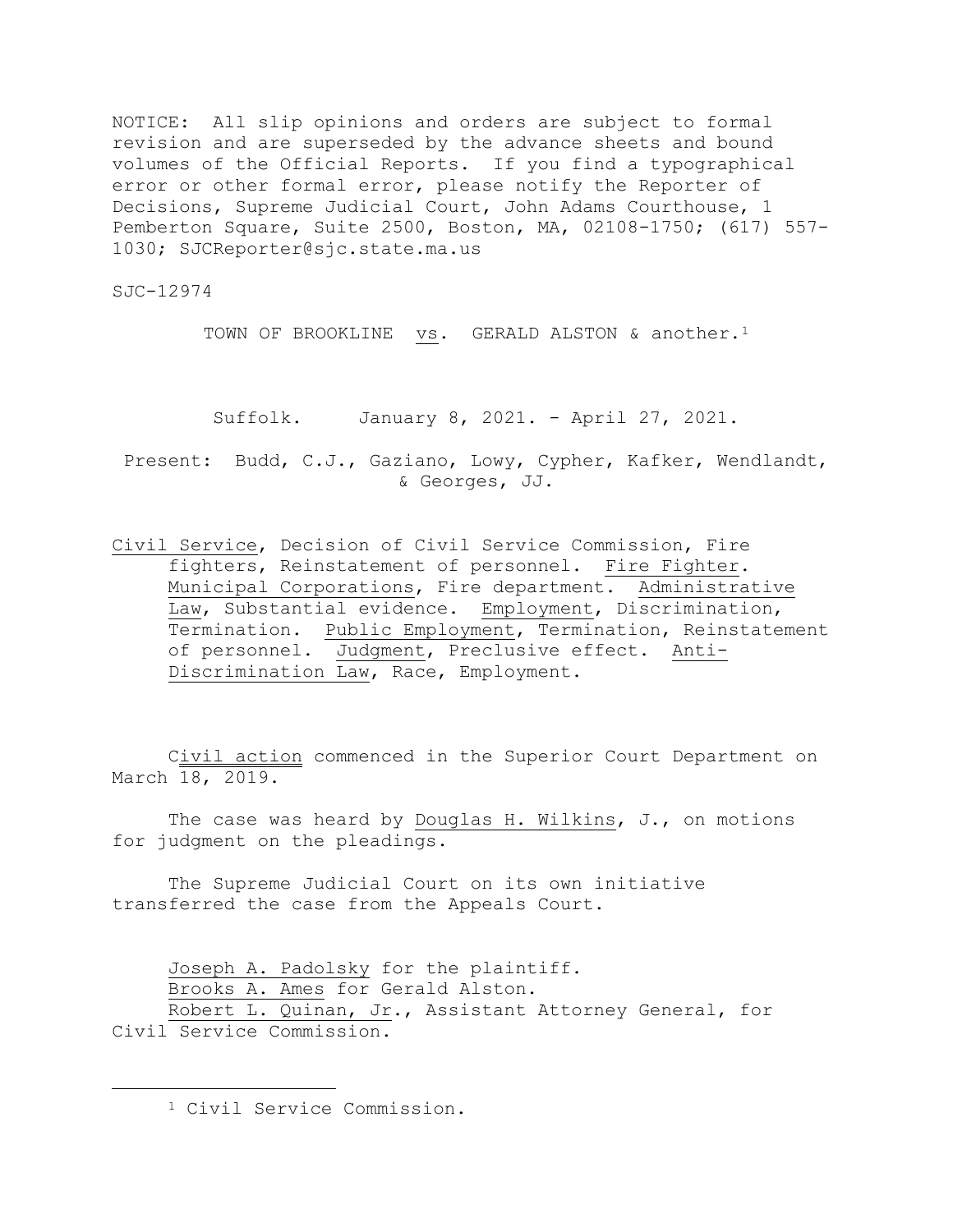NOTICE: All slip opinions and orders are subject to formal revision and are superseded by the advance sheets and bound volumes of the Official Reports. If you find a typographical error or other formal error, please notify the Reporter of Decisions, Supreme Judicial Court, John Adams Courthouse, 1 Pemberton Square, Suite 2500, Boston, MA, 02108-1750; (617) 557-1030; SJCReporter@sjc.state.ma.us

SJC-12974

TOWN OF BROOKLINE vs. GERALD ALSTON & another.[1]

Suffolk. January 8, 2021. - April 27, 2021.

Present: Budd, C.J., Gaziano, Lowy, Cypher, Kafker, Wendlandt, & Georges, JJ.

Civil Service, Decision of Civil Service Commission, Fire fighters, Reinstatement of personnel. Fire Fighter. Municipal Corporations, Fire department. Administrative Law, Substantial evidence. Employment, Discrimination, Termination. Public Employment, Termination, Reinstatement of personnel. Judgment, Preclusive effect. Anti-Discrimination Law, Race, Employment.

Civil action commenced in the Superior Court Department on March 18, 2019.

The case was heard by Douglas H. Wilkins, J., on motions for judgment on the pleadings.

The Supreme Judicial Court on its own initiative transferred the case from the Appeals Court.

Joseph A. Padolsky for the plaintiff.
Brooks A. Ames for Gerald Alston.
Robert L. Quinan, Jr., Assistant Attorney General, for Civil Service Commission.

---

[1] Civil Service Commission.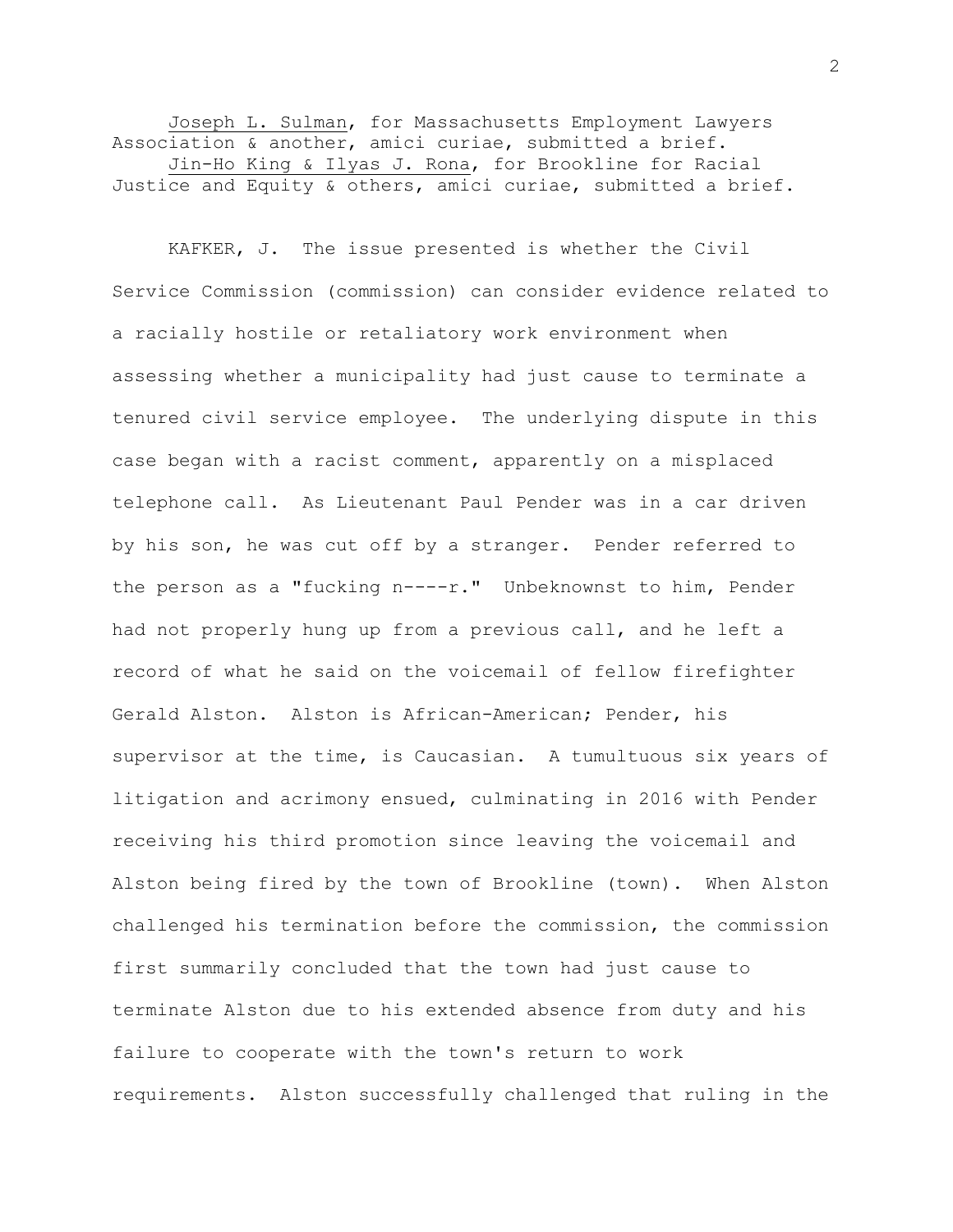Joseph L. Sulman, for Massachusetts Employment Lawyers Association & another, amici curiae, submitted a brief.

Jin-Ho King & Ilyas J. Rona, for Brookline for Racial Justice and Equity & others, amici curiae, submitted a brief.

KAFKER, J. The issue presented is whether the Civil Service Commission (commission) can consider evidence related to a racially hostile or retaliatory work environment when assessing whether a municipality had just cause to terminate a tenured civil service employee. The underlying dispute in this case began with a racist comment, apparently on a misplaced telephone call. As Lieutenant Paul Pender was in a car driven by his son, he was cut off by a stranger. Pender referred to the person as a "fucking n----r." Unbeknownst to him, Pender had not properly hung up from a previous call, and he left a record of what he said on the voicemail of fellow firefighter Gerald Alston. Alston is African-American; Pender, his supervisor at the time, is Caucasian. A tumultuous six years of litigation and acrimony ensued, culminating in 2016 with Pender receiving his third promotion since leaving the voicemail and Alston being fired by the town of Brookline (town). When Alston challenged his termination before the commission, the commission first summarily concluded that the town had just cause to terminate Alston due to his extended absence from duty and his failure to cooperate with the town's return to work requirements. Alston successfully challenged that ruling in the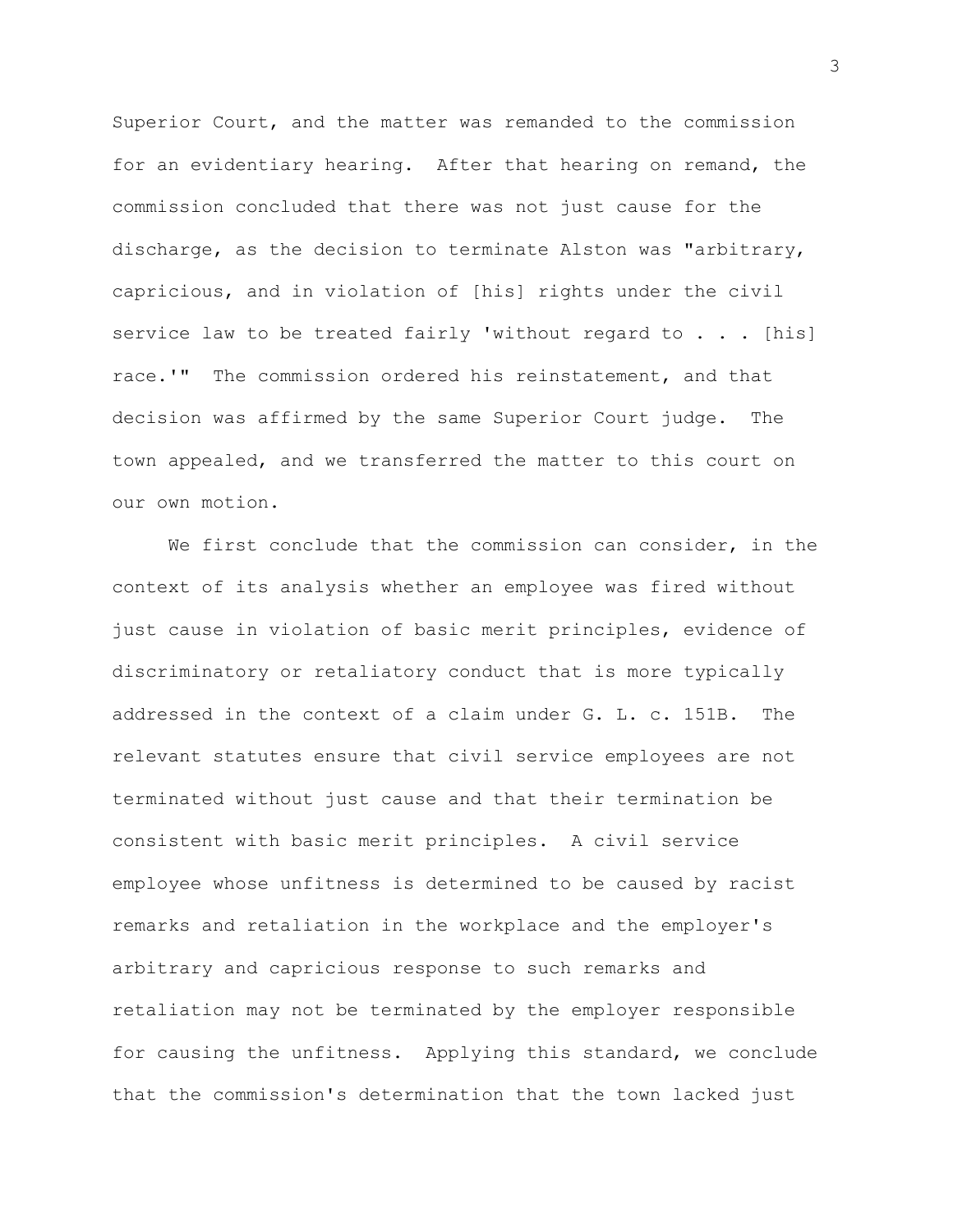Superior Court, and the matter was remanded to the commission for an evidentiary hearing. After that hearing on remand, the commission concluded that there was not just cause for the discharge, as the decision to terminate Alston was "arbitrary, capricious, and in violation of [his] rights under the civil service law to be treated fairly 'without regard to . . . [his] race.'" The commission ordered his reinstatement, and that decision was affirmed by the same Superior Court judge. The town appealed, and we transferred the matter to this court on our own motion.

We first conclude that the commission can consider, in the context of its analysis whether an employee was fired without just cause in violation of basic merit principles, evidence of discriminatory or retaliatory conduct that is more typically addressed in the context of a claim under G. L. c. 151B. The relevant statutes ensure that civil service employees are not terminated without just cause and that their termination be consistent with basic merit principles. A civil service employee whose unfitness is determined to be caused by racist remarks and retaliation in the workplace and the employer's arbitrary and capricious response to such remarks and retaliation may not be terminated by the employer responsible for causing the unfitness. Applying this standard, we conclude that the commission's determination that the town lacked just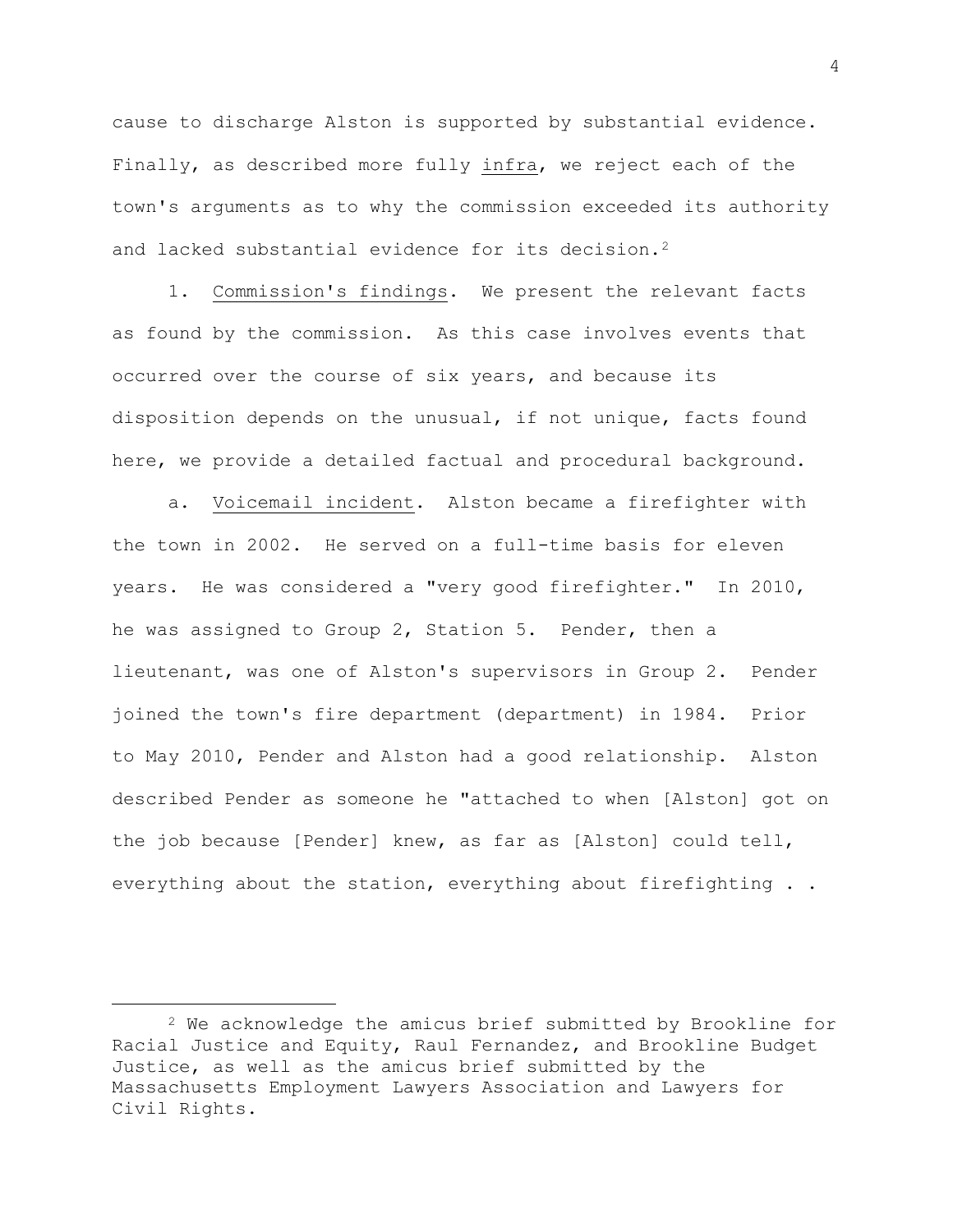cause to discharge Alston is supported by substantial evidence. Finally, as described more fully _infra_, we reject each of the town's arguments as to why the commission exceeded its authority and lacked substantial evidence for its decision.[2]

1. Commission's findings. We present the relevant facts as found by the commission. As this case involves events that occurred over the course of six years, and because its disposition depends on the unusual, if not unique, facts found here, we provide a detailed factual and procedural background.

a. Voicemail incident. Alston became a firefighter with the town in 2002. He served on a full-time basis for eleven years. He was considered a "very good firefighter." In 2010, he was assigned to Group 2, Station 5. Pender, then a lieutenant, was one of Alston's supervisors in Group 2. Pender joined the town's fire department (department) in 1984. Prior to May 2010, Pender and Alston had a good relationship. Alston described Pender as someone he "attached to when [Alston] got on the job because [Pender] knew, as far as [Alston] could tell, everything about the station, everything about firefighting . .

---

[2] We acknowledge the amicus brief submitted by Brookline for Racial Justice and Equity, Raul Fernandez, and Brookline Budget Justice, as well as the amicus brief submitted by the Massachusetts Employment Lawyers Association and Lawyers for Civil Rights.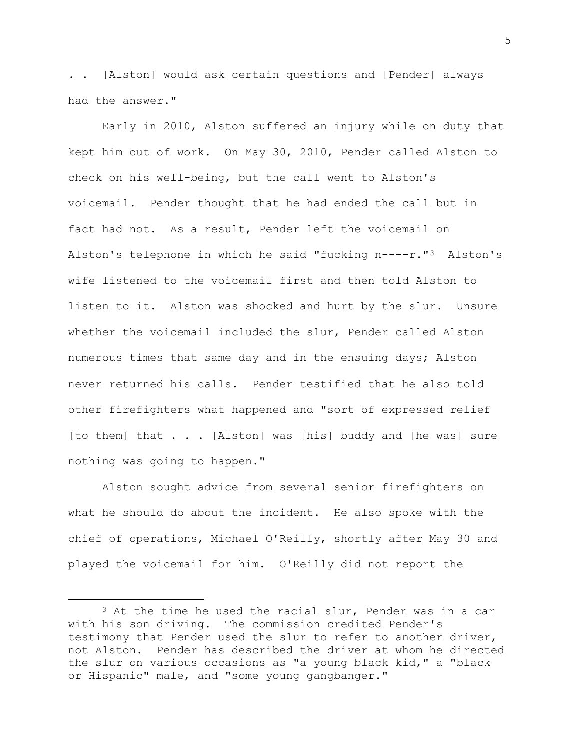. . [Alston] would ask certain questions and [Pender] always had the answer."

Early in 2010, Alston suffered an injury while on duty that kept him out of work. On May 30, 2010, Pender called Alston to check on his well-being, but the call went to Alston's voicemail. Pender thought that he had ended the call but in fact had not. As a result, Pender left the voicemail on Alston's telephone in which he said "fucking n----r."[3] Alston's wife listened to the voicemail first and then told Alston to listen to it. Alston was shocked and hurt by the slur. Unsure whether the voicemail included the slur, Pender called Alston numerous times that same day and in the ensuing days; Alston never returned his calls. Pender testified that he also told other firefighters what happened and "sort of expressed relief [to them] that . . . [Alston] was [his] buddy and [he was] sure nothing was going to happen."

Alston sought advice from several senior firefighters on what he should do about the incident. He also spoke with the chief of operations, Michael O'Reilly, shortly after May 30 and played the voicemail for him. O'Reilly did not report the

---

[3] At the time he used the racial slur, Pender was in a car with his son driving. The commission credited Pender's testimony that Pender used the slur to refer to another driver, not Alston. Pender has described the driver at whom he directed the slur on various occasions as "a young black kid," a "black or Hispanic" male, and "some young gangbanger."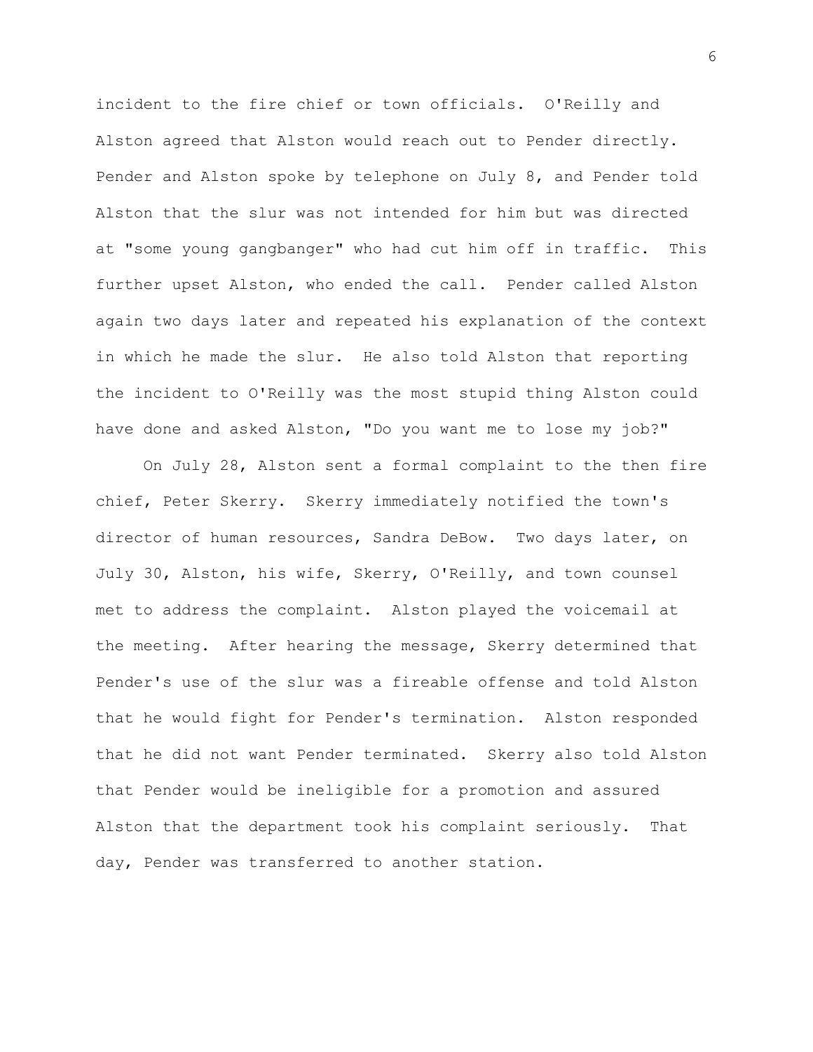incident to the fire chief or town officials. O'Reilly and Alston agreed that Alston would reach out to Pender directly. Pender and Alston spoke by telephone on July 8, and Pender told Alston that the slur was not intended for him but was directed at "some young gangbanger" who had cut him off in traffic. This further upset Alston, who ended the call. Pender called Alston again two days later and repeated his explanation of the context in which he made the slur. He also told Alston that reporting the incident to O'Reilly was the most stupid thing Alston could have done and asked Alston, "Do you want me to lose my job?"

On July 28, Alston sent a formal complaint to the then fire chief, Peter Skerry. Skerry immediately notified the town's director of human resources, Sandra DeBow. Two days later, on July 30, Alston, his wife, Skerry, O'Reilly, and town counsel met to address the complaint. Alston played the voicemail at the meeting. After hearing the message, Skerry determined that Pender's use of the slur was a fireable offense and told Alston that he would fight for Pender's termination. Alston responded that he did not want Pender terminated. Skerry also told Alston that Pender would be ineligible for a promotion and assured Alston that the department took his complaint seriously. That day, Pender was transferred to another station.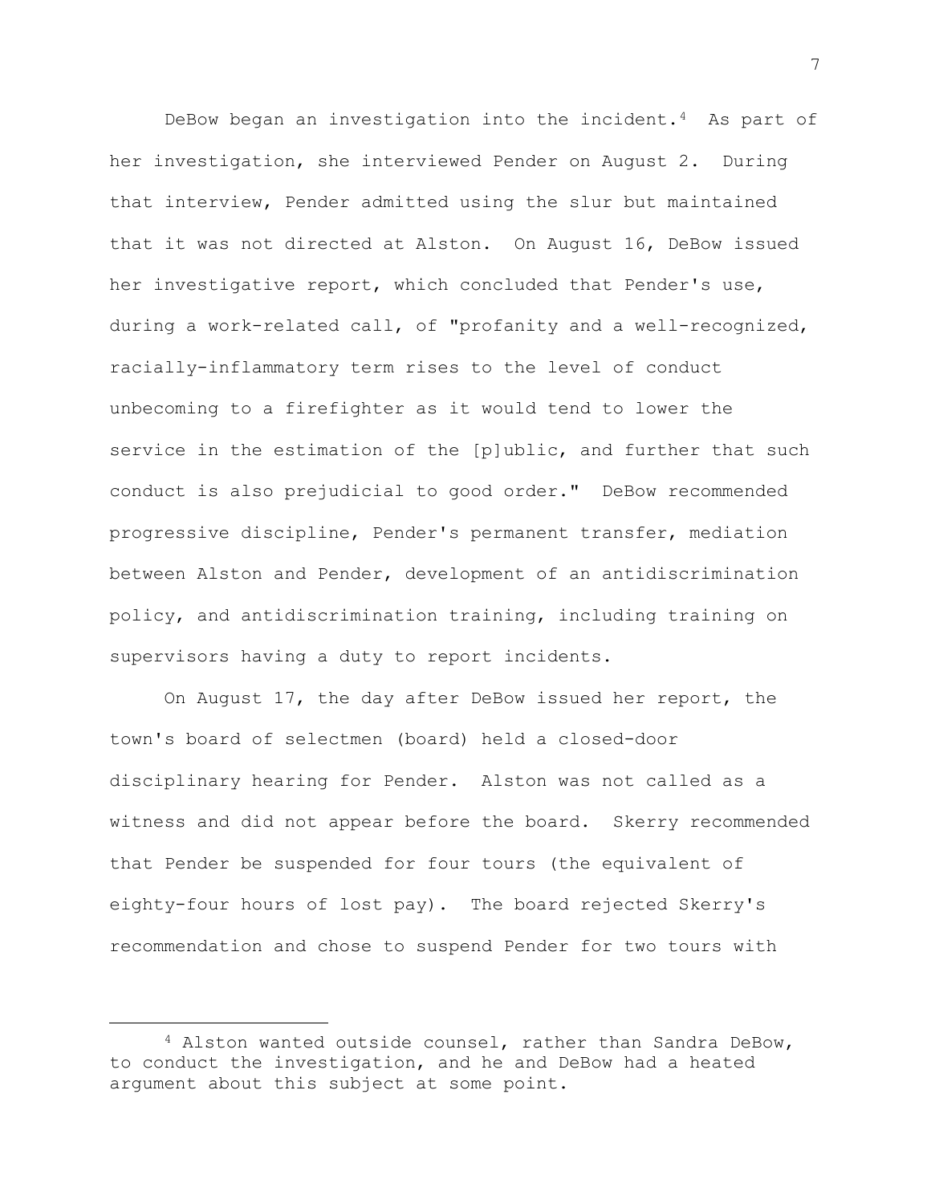DeBow began an investigation into the incident.[4] As part of her investigation, she interviewed Pender on August 2. During that interview, Pender admitted using the slur but maintained that it was not directed at Alston. On August 16, DeBow issued her investigative report, which concluded that Pender's use, during a work-related call, of "profanity and a well-recognized, racially-inflammatory term rises to the level of conduct unbecoming to a firefighter as it would tend to lower the service in the estimation of the [p]ublic, and further that such conduct is also prejudicial to good order." DeBow recommended progressive discipline, Pender's permanent transfer, mediation between Alston and Pender, development of an antidiscrimination policy, and antidiscrimination training, including training on supervisors having a duty to report incidents.

On August 17, the day after DeBow issued her report, the town's board of selectmen (board) held a closed-door disciplinary hearing for Pender. Alston was not called as a witness and did not appear before the board. Skerry recommended that Pender be suspended for four tours (the equivalent of eighty-four hours of lost pay). The board rejected Skerry's recommendation and chose to suspend Pender for two tours with

---

[4] Alston wanted outside counsel, rather than Sandra DeBow, to conduct the investigation, and he and DeBow had a heated argument about this subject at some point.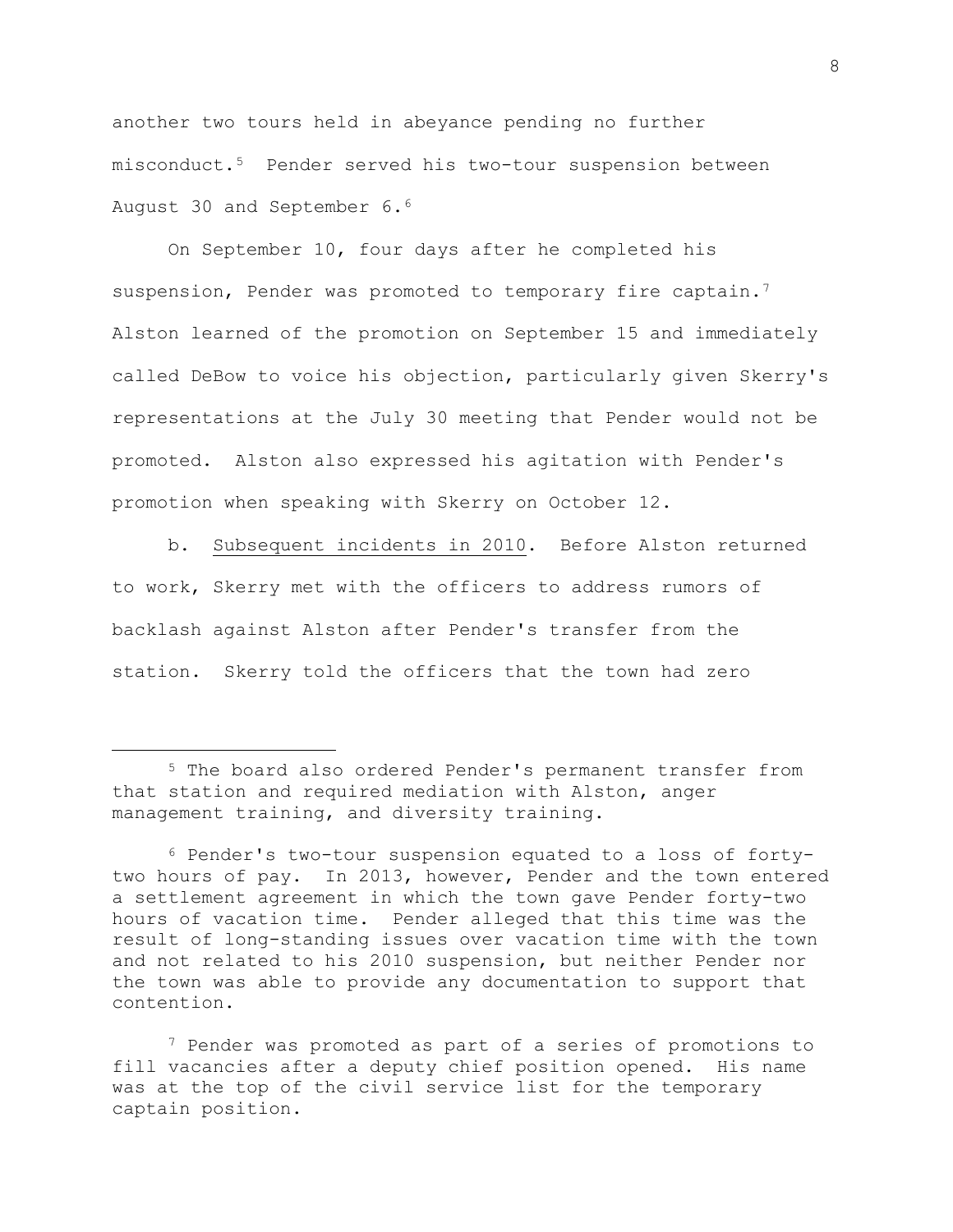another two tours held in abeyance pending no further misconduct.[5] Pender served his two-tour suspension between August 30 and September 6.[6]

On September 10, four days after he completed his suspension, Pender was promoted to temporary fire captain.[7] Alston learned of the promotion on September 15 and immediately called DeBow to voice his objection, particularly given Skerry's representations at the July 30 meeting that Pender would not be promoted. Alston also expressed his agitation with Pender's promotion when speaking with Skerry on October 12.

b. Subsequent incidents in 2010. Before Alston returned to work, Skerry met with the officers to address rumors of backlash against Alston after Pender's transfer from the station. Skerry told the officers that the town had zero

---

[5] The board also ordered Pender's permanent transfer from that station and required mediation with Alston, anger management training, and diversity training.

[6] Pender's two-tour suspension equated to a loss of forty-two hours of pay. In 2013, however, Pender and the town entered a settlement agreement in which the town gave Pender forty-two hours of vacation time. Pender alleged that this time was the result of long-standing issues over vacation time with the town and not related to his 2010 suspension, but neither Pender nor the town was able to provide any documentation to support that contention.

[7] Pender was promoted as part of a series of promotions to fill vacancies after a deputy chief position opened. His name was at the top of the civil service list for the temporary captain position.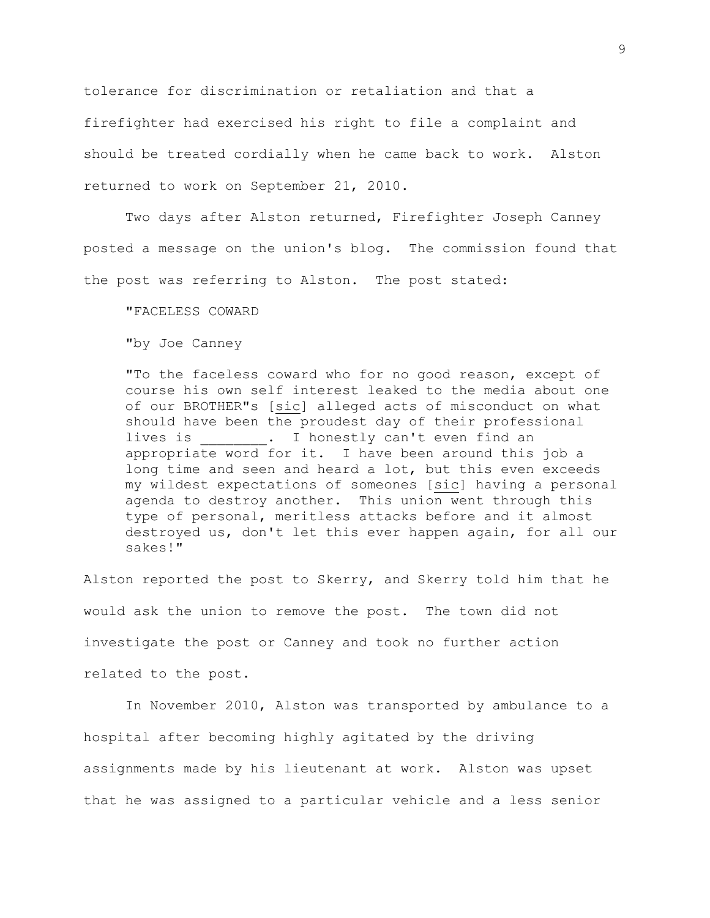tolerance for discrimination or retaliation and that a firefighter had exercised his right to file a complaint and should be treated cordially when he came back to work. Alston returned to work on September 21, 2010.

Two days after Alston returned, Firefighter Joseph Canney posted a message on the union's blog. The commission found that the post was referring to Alston. The post stated:

> "FACELESS COWARD
>
> "by Joe Canney
>
> "To the faceless coward who for no good reason, except of course his own self interest leaked to the media about one of our BROTHER"s [sic] alleged acts of misconduct on what should have been the proudest day of their professional lives is ________. I honestly can't even find an appropriate word for it. I have been around this job a long time and seen and heard a lot, but this even exceeds my wildest expectations of someones [sic] having a personal agenda to destroy another. This union went through this type of personal, meritless attacks before and it almost destroyed us, don't let this ever happen again, for all our sakes!"

Alston reported the post to Skerry, and Skerry told him that he would ask the union to remove the post. The town did not investigate the post or Canney and took no further action related to the post.

In November 2010, Alston was transported by ambulance to a hospital after becoming highly agitated by the driving assignments made by his lieutenant at work. Alston was upset that he was assigned to a particular vehicle and a less senior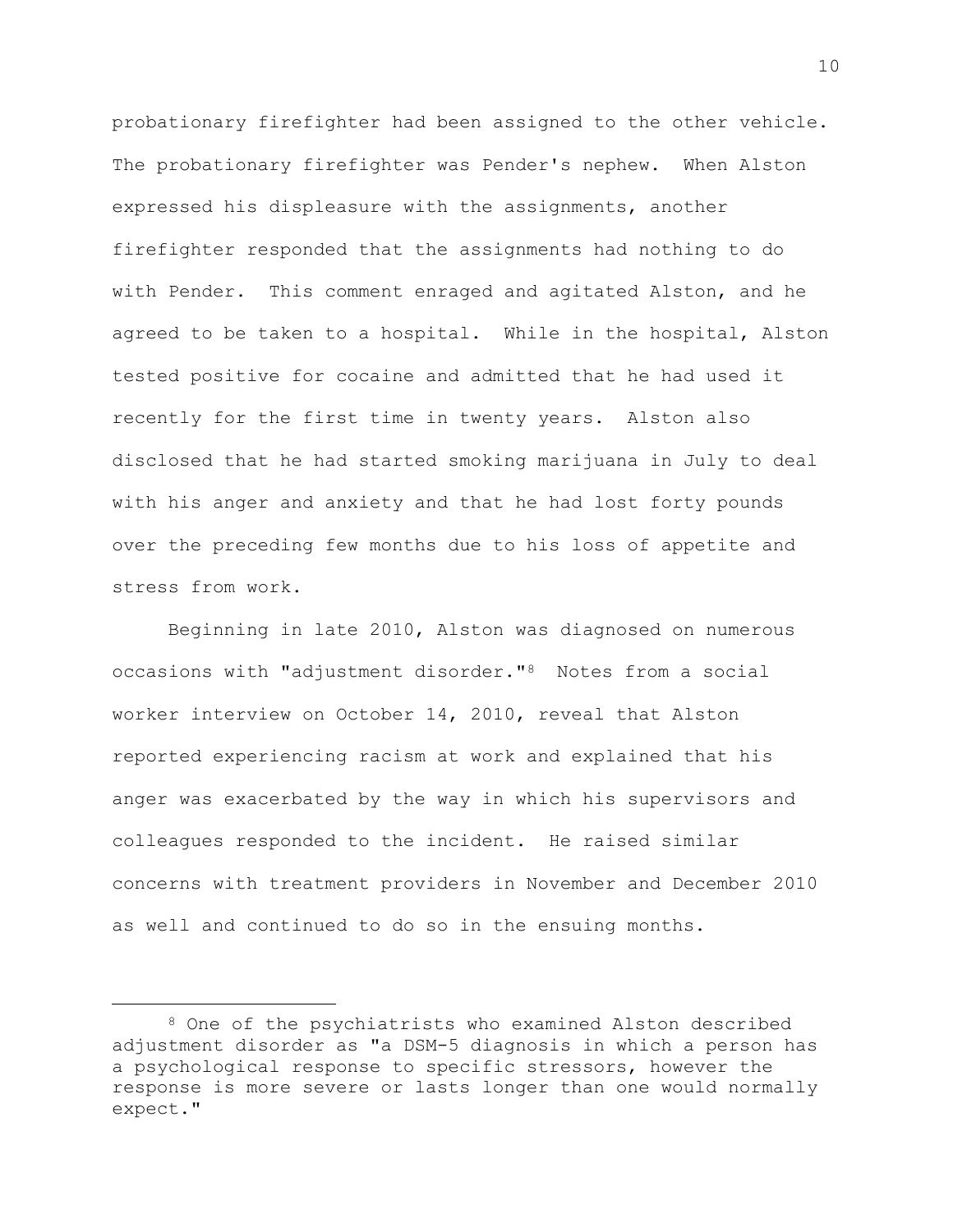probationary firefighter had been assigned to the other vehicle. The probationary firefighter was Pender's nephew. When Alston expressed his displeasure with the assignments, another firefighter responded that the assignments had nothing to do with Pender. This comment enraged and agitated Alston, and he agreed to be taken to a hospital. While in the hospital, Alston tested positive for cocaine and admitted that he had used it recently for the first time in twenty years. Alston also disclosed that he had started smoking marijuana in July to deal with his anger and anxiety and that he had lost forty pounds over the preceding few months due to his loss of appetite and stress from work.

Beginning in late 2010, Alston was diagnosed on numerous occasions with "adjustment disorder."[8] Notes from a social worker interview on October 14, 2010, reveal that Alston reported experiencing racism at work and explained that his anger was exacerbated by the way in which his supervisors and colleagues responded to the incident. He raised similar concerns with treatment providers in November and December 2010 as well and continued to do so in the ensuing months.

---

[8] One of the psychiatrists who examined Alston described adjustment disorder as "a DSM-5 diagnosis in which a person has a psychological response to specific stressors, however the response is more severe or lasts longer than one would normally expect."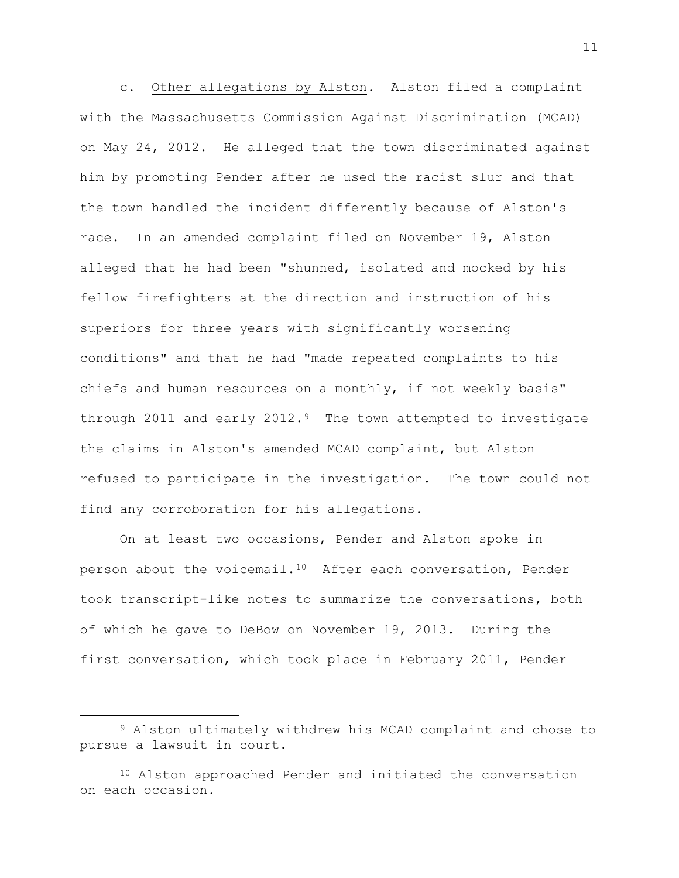c. Other allegations by Alston. Alston filed a complaint with the Massachusetts Commission Against Discrimination (MCAD) on May 24, 2012. He alleged that the town discriminated against him by promoting Pender after he used the racist slur and that the town handled the incident differently because of Alston's race. In an amended complaint filed on November 19, Alston alleged that he had been "shunned, isolated and mocked by his fellow firefighters at the direction and instruction of his superiors for three years with significantly worsening conditions" and that he had "made repeated complaints to his chiefs and human resources on a monthly, if not weekly basis" through 2011 and early 2012.[9] The town attempted to investigate the claims in Alston's amended MCAD complaint, but Alston refused to participate in the investigation. The town could not find any corroboration for his allegations.

On at least two occasions, Pender and Alston spoke in person about the voicemail.[10] After each conversation, Pender took transcript-like notes to summarize the conversations, both of which he gave to DeBow on November 19, 2013. During the first conversation, which took place in February 2011, Pender

---

[9] Alston ultimately withdrew his MCAD complaint and chose to pursue a lawsuit in court.

[10] Alston approached Pender and initiated the conversation on each occasion.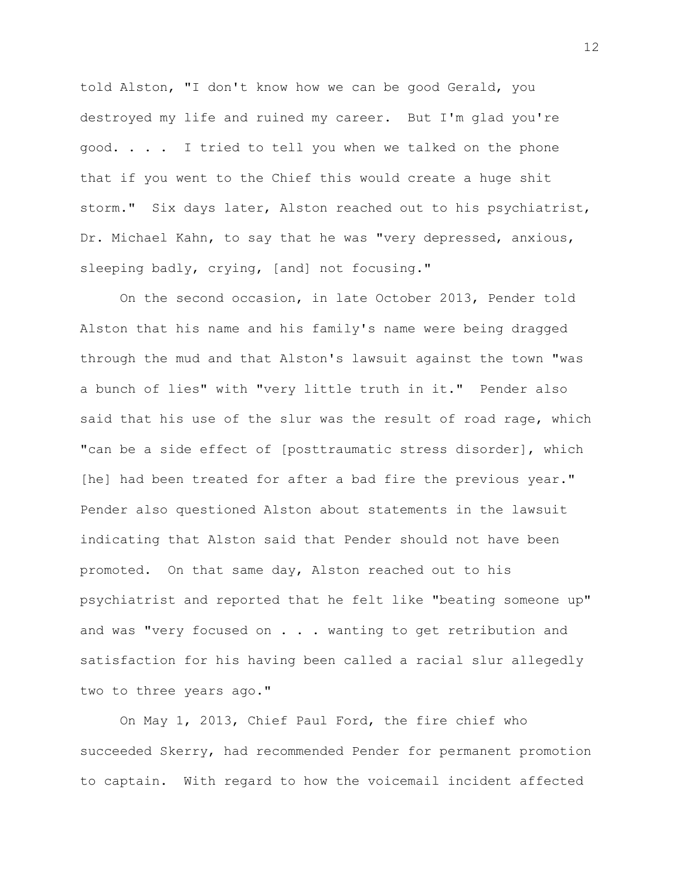told Alston, "I don't know how we can be good Gerald, you destroyed my life and ruined my career. But I'm glad you're good. . . . I tried to tell you when we talked on the phone that if you went to the Chief this would create a huge shit storm." Six days later, Alston reached out to his psychiatrist, Dr. Michael Kahn, to say that he was "very depressed, anxious, sleeping badly, crying, [and] not focusing."

On the second occasion, in late October 2013, Pender told Alston that his name and his family's name were being dragged through the mud and that Alston's lawsuit against the town "was a bunch of lies" with "very little truth in it." Pender also said that his use of the slur was the result of road rage, which "can be a side effect of [posttraumatic stress disorder], which [he] had been treated for after a bad fire the previous year." Pender also questioned Alston about statements in the lawsuit indicating that Alston said that Pender should not have been promoted. On that same day, Alston reached out to his psychiatrist and reported that he felt like "beating someone up" and was "very focused on . . . wanting to get retribution and satisfaction for his having been called a racial slur allegedly two to three years ago."

On May 1, 2013, Chief Paul Ford, the fire chief who succeeded Skerry, had recommended Pender for permanent promotion to captain. With regard to how the voicemail incident affected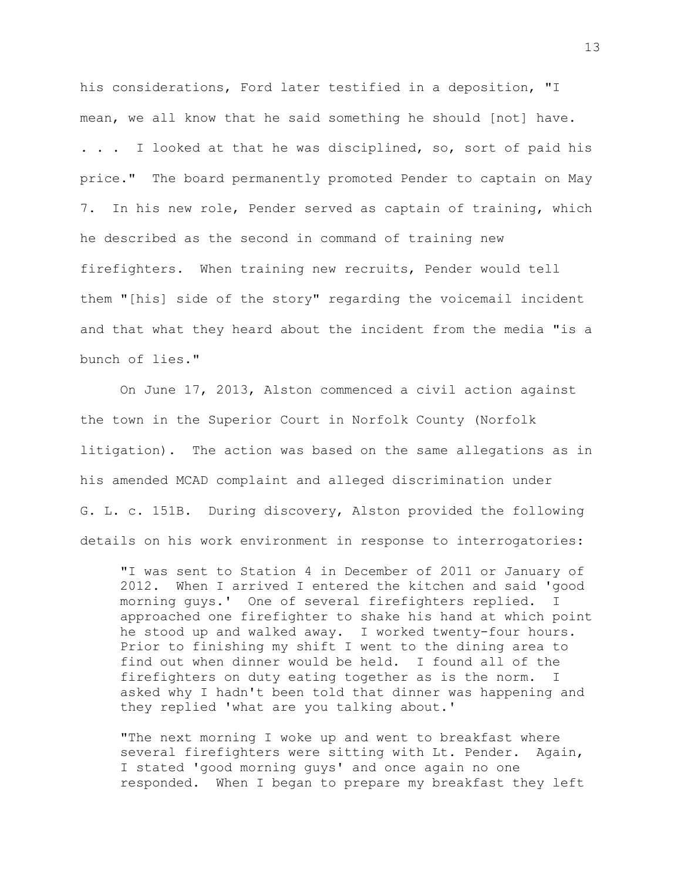his considerations, Ford later testified in a deposition, "I mean, we all know that he said something he should [not] have. . . . I looked at that he was disciplined, so, sort of paid his price." The board permanently promoted Pender to captain on May 7. In his new role, Pender served as captain of training, which he described as the second in command of training new firefighters. When training new recruits, Pender would tell them "[his] side of the story" regarding the voicemail incident and that what they heard about the incident from the media "is a bunch of lies."

On June 17, 2013, Alston commenced a civil action against the town in the Superior Court in Norfolk County (Norfolk litigation). The action was based on the same allegations as in his amended MCAD complaint and alleged discrimination under G. L. c. 151B. During discovery, Alston provided the following details on his work environment in response to interrogatories:

> "I was sent to Station 4 in December of 2011 or January of 2012. When I arrived I entered the kitchen and said 'good morning guys.' One of several firefighters replied. I approached one firefighter to shake his hand at which point he stood up and walked away. I worked twenty-four hours. Prior to finishing my shift I went to the dining area to find out when dinner would be held. I found all of the firefighters on duty eating together as is the norm. I asked why I hadn't been told that dinner was happening and they replied 'what are you talking about.'
>
> "The next morning I woke up and went to breakfast where several firefighters were sitting with Lt. Pender. Again, I stated 'good morning guys' and once again no one responded. When I began to prepare my breakfast they left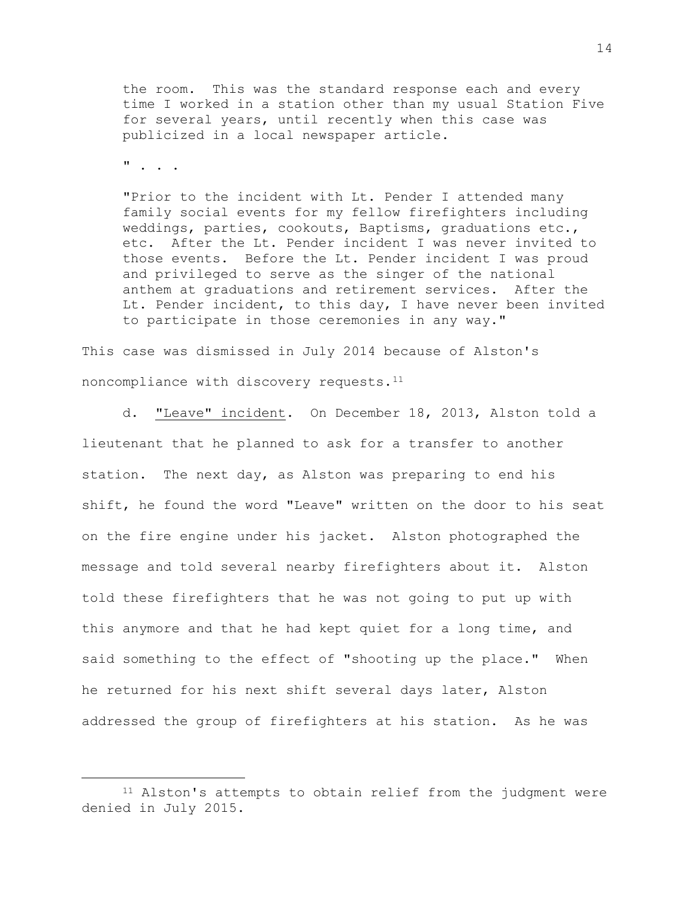> the room. This was the standard response each and every time I worked in a station other than my usual Station Five for several years, until recently when this case was publicized in a local newspaper article.
>
> " . . .
>
> "Prior to the incident with Lt. Pender I attended many family social events for my fellow firefighters including weddings, parties, cookouts, Baptisms, graduations etc., etc. After the Lt. Pender incident I was never invited to those events. Before the Lt. Pender incident I was proud and privileged to serve as the singer of the national anthem at graduations and retirement services. After the Lt. Pender incident, to this day, I have never been invited to participate in those ceremonies in any way."

This case was dismissed in July 2014 because of Alston's noncompliance with discovery requests.[11]

d. <u>"Leave" incident</u>. On December 18, 2013, Alston told a lieutenant that he planned to ask for a transfer to another station. The next day, as Alston was preparing to end his shift, he found the word "Leave" written on the door to his seat on the fire engine under his jacket. Alston photographed the message and told several nearby firefighters about it. Alston told these firefighters that he was not going to put up with this anymore and that he had kept quiet for a long time, and said something to the effect of "shooting up the place." When he returned for his next shift several days later, Alston addressed the group of firefighters at his station. As he was

---

[11] Alston's attempts to obtain relief from the judgment were denied in July 2015.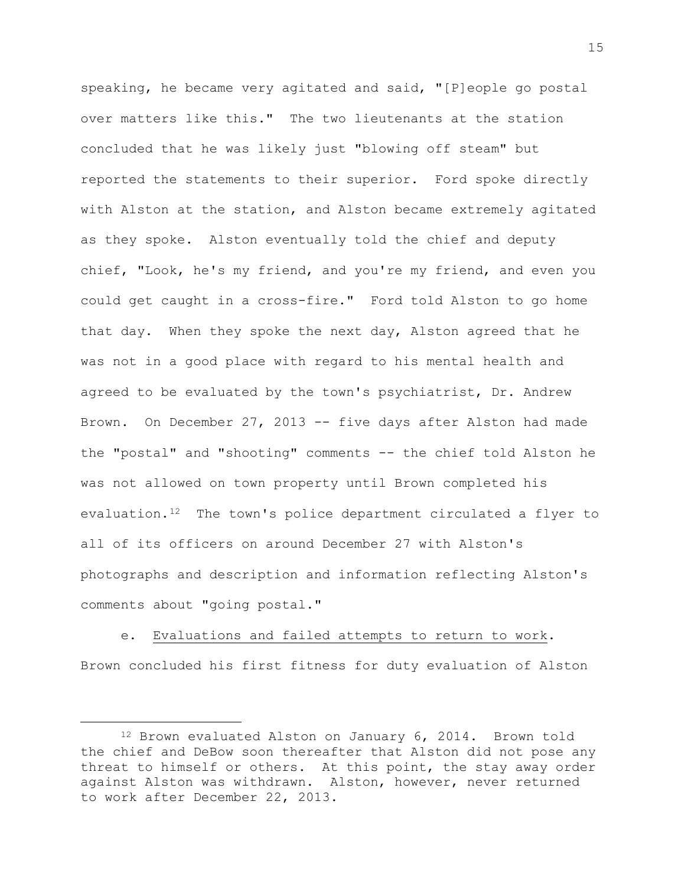speaking, he became very agitated and said, "[P]eople go postal over matters like this." The two lieutenants at the station concluded that he was likely just "blowing off steam" but reported the statements to their superior. Ford spoke directly with Alston at the station, and Alston became extremely agitated as they spoke. Alston eventually told the chief and deputy chief, "Look, he's my friend, and you're my friend, and even you could get caught in a cross-fire." Ford told Alston to go home that day. When they spoke the next day, Alston agreed that he was not in a good place with regard to his mental health and agreed to be evaluated by the town's psychiatrist, Dr. Andrew Brown. On December 27, 2013 -- five days after Alston had made the "postal" and "shooting" comments -- the chief told Alston he was not allowed on town property until Brown completed his evaluation.[12] The town's police department circulated a flyer to all of its officers on around December 27 with Alston's photographs and description and information reflecting Alston's comments about "going postal."

e. Evaluations and failed attempts to return to work. Brown concluded his first fitness for duty evaluation of Alston

---

[12] Brown evaluated Alston on January 6, 2014. Brown told the chief and DeBow soon thereafter that Alston did not pose any threat to himself or others. At this point, the stay away order against Alston was withdrawn. Alston, however, never returned to work after December 22, 2013.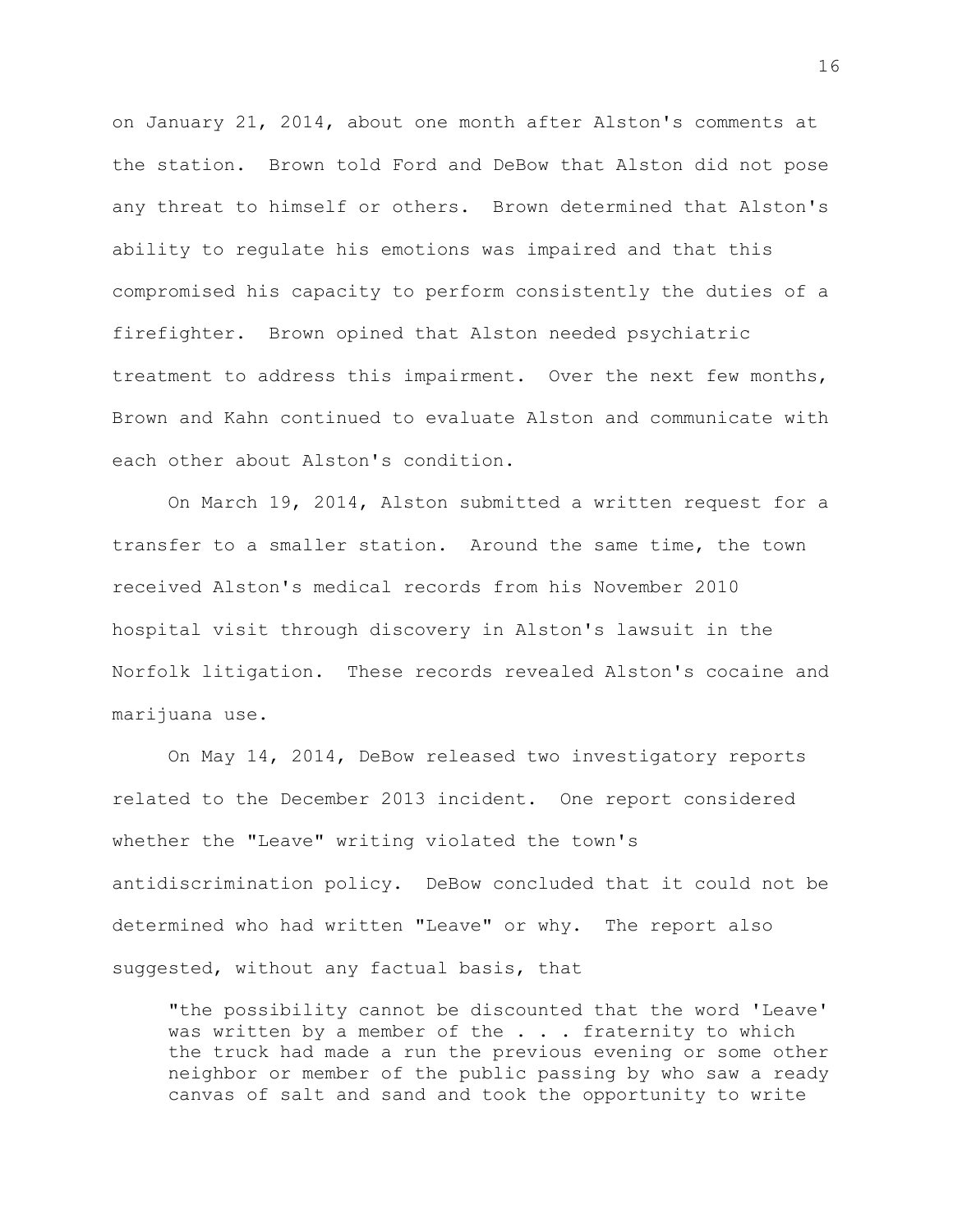on January 21, 2014, about one month after Alston's comments at the station. Brown told Ford and DeBow that Alston did not pose any threat to himself or others. Brown determined that Alston's ability to regulate his emotions was impaired and that this compromised his capacity to perform consistently the duties of a firefighter. Brown opined that Alston needed psychiatric treatment to address this impairment. Over the next few months, Brown and Kahn continued to evaluate Alston and communicate with each other about Alston's condition.

On March 19, 2014, Alston submitted a written request for a transfer to a smaller station. Around the same time, the town received Alston's medical records from his November 2010 hospital visit through discovery in Alston's lawsuit in the Norfolk litigation. These records revealed Alston's cocaine and marijuana use.

On May 14, 2014, DeBow released two investigatory reports related to the December 2013 incident. One report considered whether the "Leave" writing violated the town's antidiscrimination policy. DeBow concluded that it could not be determined who had written "Leave" or why. The report also suggested, without any factual basis, that

> "the possibility cannot be discounted that the word 'Leave' was written by a member of the . . . fraternity to which the truck had made a run the previous evening or some other neighbor or member of the public passing by who saw a ready canvas of salt and sand and took the opportunity to write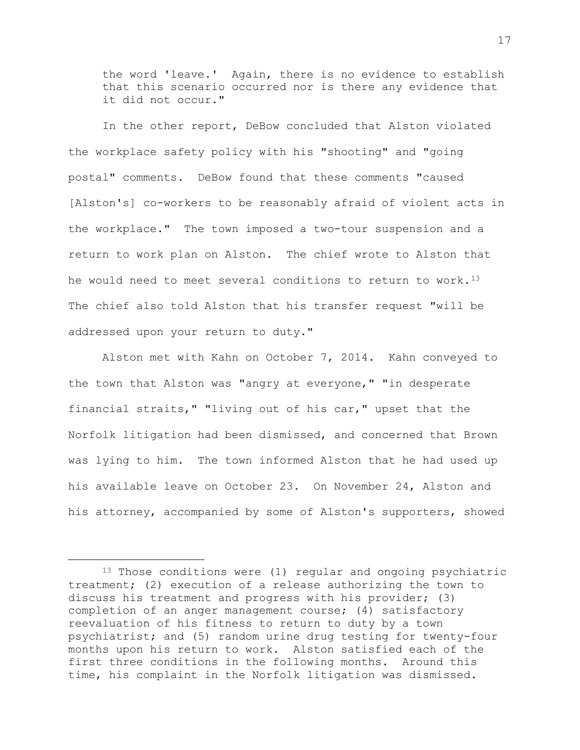the word 'leave.' Again, there is no evidence to establish that this scenario occurred nor is there any evidence that it did not occur."

In the other report, DeBow concluded that Alston violated the workplace safety policy with his "shooting" and "going postal" comments. DeBow found that these comments "caused [Alston's] co-workers to be reasonably afraid of violent acts in the workplace." The town imposed a two-tour suspension and a return to work plan on Alston. The chief wrote to Alston that he would need to meet several conditions to return to work.[13] The chief also told Alston that his transfer request "will be addressed upon your return to duty."

Alston met with Kahn on October 7, 2014. Kahn conveyed to the town that Alston was "angry at everyone," "in desperate financial straits," "living out of his car," upset that the Norfolk litigation had been dismissed, and concerned that Brown was lying to him. The town informed Alston that he had used up his available leave on October 23. On November 24, Alston and his attorney, accompanied by some of Alston's supporters, showed

---

[13] Those conditions were (1) regular and ongoing psychiatric treatment; (2) execution of a release authorizing the town to discuss his treatment and progress with his provider; (3) completion of an anger management course; (4) satisfactory reevaluation of his fitness to return to duty by a town psychiatrist; and (5) random urine drug testing for twenty-four months upon his return to work. Alston satisfied each of the first three conditions in the following months. Around this time, his complaint in the Norfolk litigation was dismissed.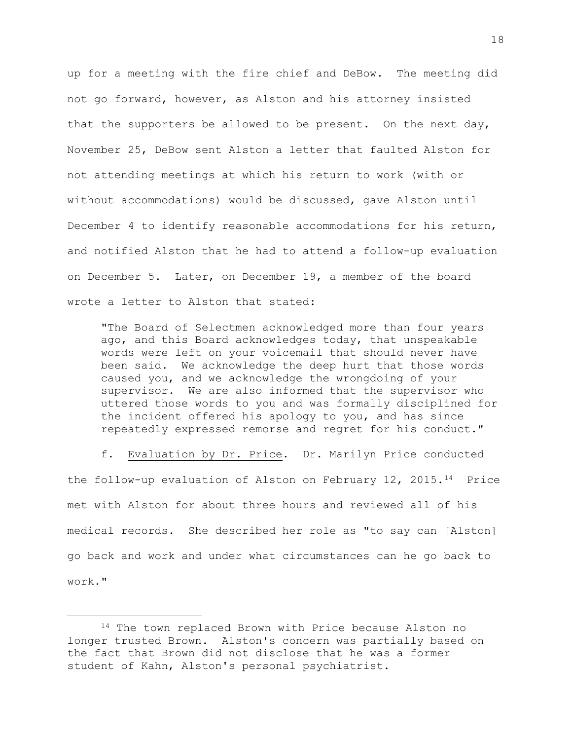up for a meeting with the fire chief and DeBow. The meeting did not go forward, however, as Alston and his attorney insisted that the supporters be allowed to be present. On the next day, November 25, DeBow sent Alston a letter that faulted Alston for not attending meetings at which his return to work (with or without accommodations) would be discussed, gave Alston until December 4 to identify reasonable accommodations for his return, and notified Alston that he had to attend a follow-up evaluation on December 5. Later, on December 19, a member of the board wrote a letter to Alston that stated:

> "The Board of Selectmen acknowledged more than four years ago, and this Board acknowledges today, that unspeakable words were left on your voicemail that should never have been said. We acknowledge the deep hurt that those words caused you, and we acknowledge the wrongdoing of your supervisor. We are also informed that the supervisor who uttered those words to you and was formally disciplined for the incident offered his apology to you, and has since repeatedly expressed remorse and regret for his conduct."

f. Evaluation by Dr. Price. Dr. Marilyn Price conducted the follow-up evaluation of Alston on February 12, 2015.[14] Price met with Alston for about three hours and reviewed all of his medical records. She described her role as "to say can [Alston] go back and work and under what circumstances can he go back to work."

---

[14] The town replaced Brown with Price because Alston no longer trusted Brown. Alston's concern was partially based on the fact that Brown did not disclose that he was a former student of Kahn, Alston's personal psychiatrist.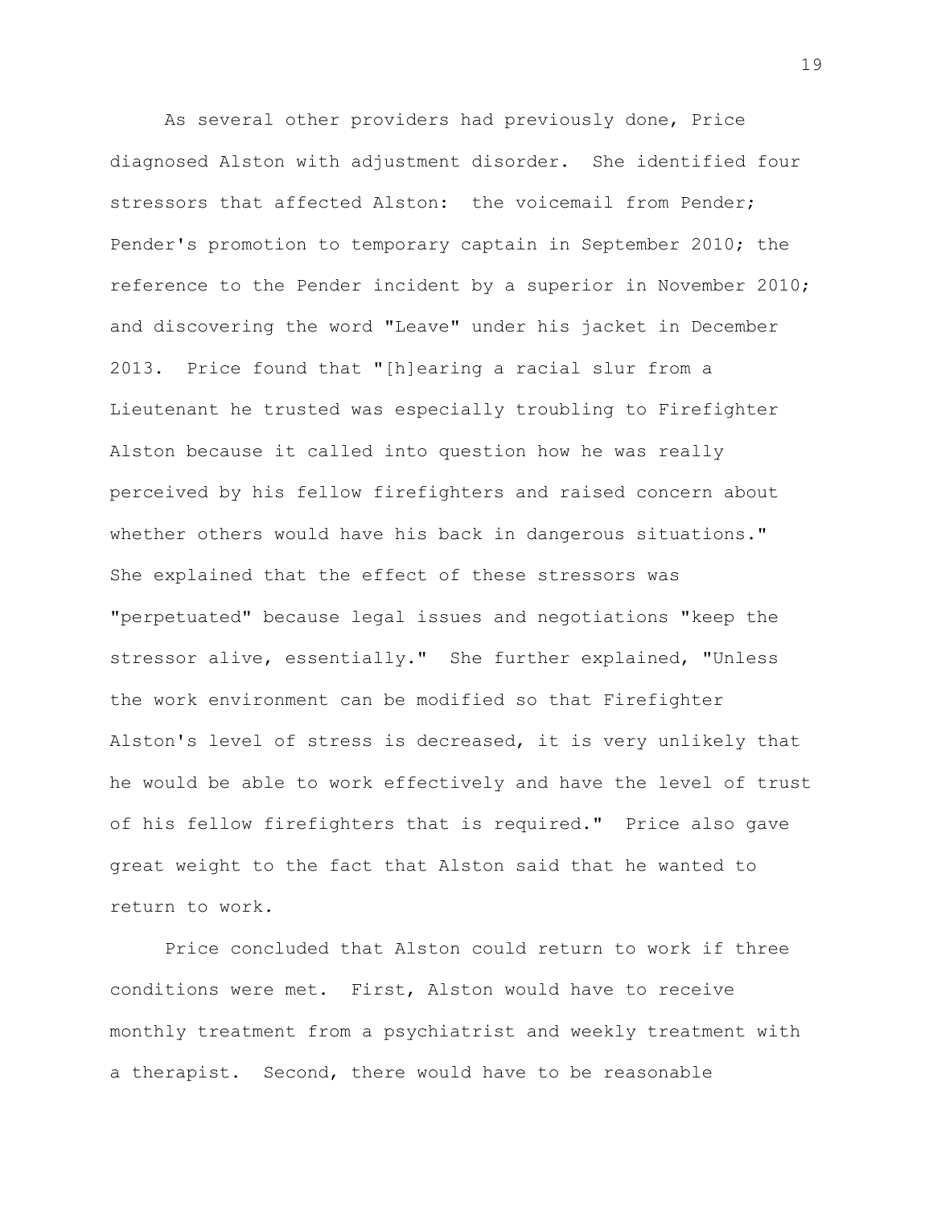As several other providers had previously done, Price diagnosed Alston with adjustment disorder. She identified four stressors that affected Alston: the voicemail from Pender; Pender's promotion to temporary captain in September 2010; the reference to the Pender incident by a superior in November 2010; and discovering the word "Leave" under his jacket in December 2013. Price found that "[h]earing a racial slur from a Lieutenant he trusted was especially troubling to Firefighter Alston because it called into question how he was really perceived by his fellow firefighters and raised concern about whether others would have his back in dangerous situations." She explained that the effect of these stressors was "perpetuated" because legal issues and negotiations "keep the stressor alive, essentially." She further explained, "Unless the work environment can be modified so that Firefighter Alston's level of stress is decreased, it is very unlikely that he would be able to work effectively and have the level of trust of his fellow firefighters that is required." Price also gave great weight to the fact that Alston said that he wanted to return to work.

Price concluded that Alston could return to work if three conditions were met. First, Alston would have to receive monthly treatment from a psychiatrist and weekly treatment with a therapist. Second, there would have to be reasonable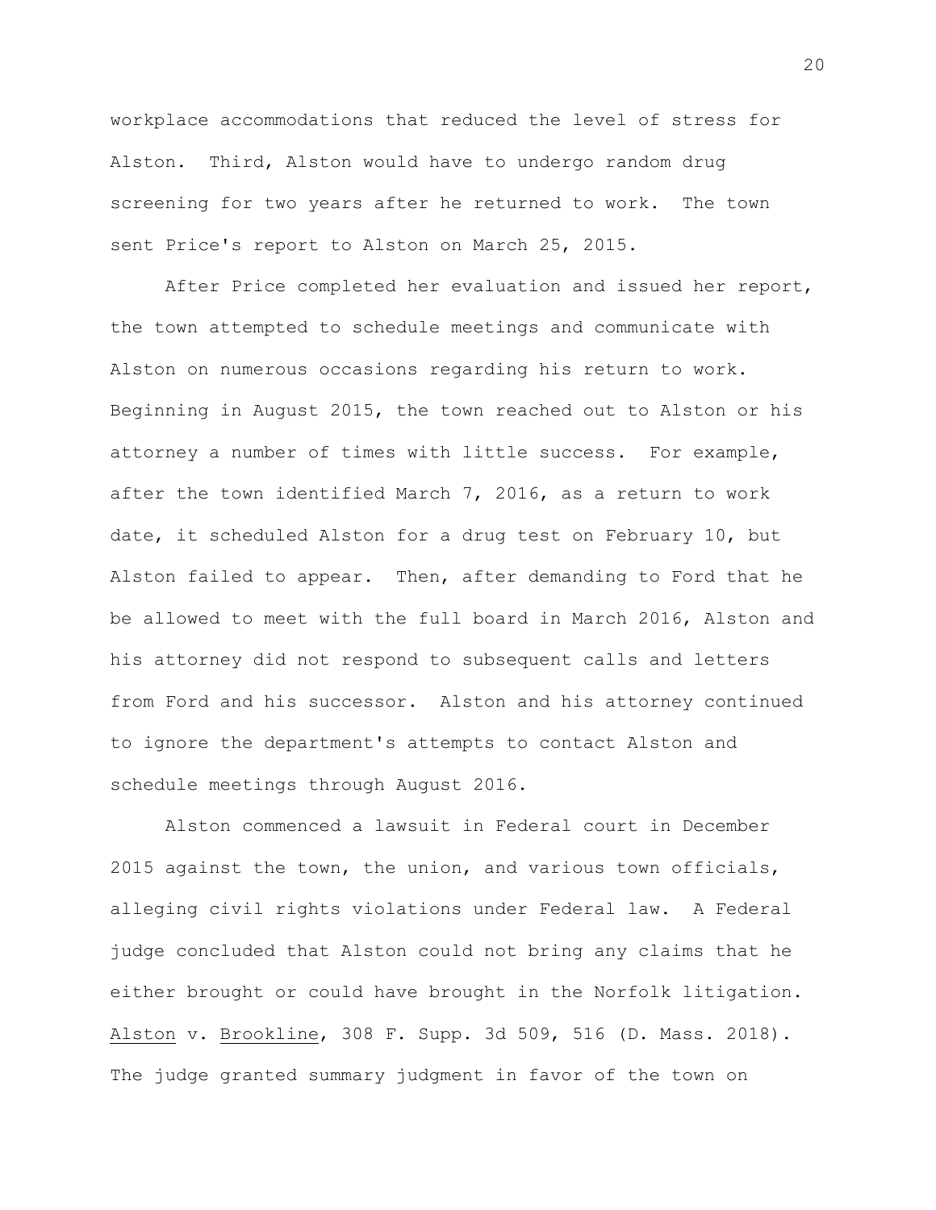workplace accommodations that reduced the level of stress for Alston. Third, Alston would have to undergo random drug screening for two years after he returned to work. The town sent Price's report to Alston on March 25, 2015.

After Price completed her evaluation and issued her report, the town attempted to schedule meetings and communicate with Alston on numerous occasions regarding his return to work. Beginning in August 2015, the town reached out to Alston or his attorney a number of times with little success. For example, after the town identified March 7, 2016, as a return to work date, it scheduled Alston for a drug test on February 10, but Alston failed to appear. Then, after demanding to Ford that he be allowed to meet with the full board in March 2016, Alston and his attorney did not respond to subsequent calls and letters from Ford and his successor. Alston and his attorney continued to ignore the department's attempts to contact Alston and schedule meetings through August 2016.

Alston commenced a lawsuit in Federal court in December 2015 against the town, the union, and various town officials, alleging civil rights violations under Federal law. A Federal judge concluded that Alston could not bring any claims that he either brought or could have brought in the Norfolk litigation. Alston v. Brookline, 308 F. Supp. 3d 509, 516 (D. Mass. 2018). The judge granted summary judgment in favor of the town on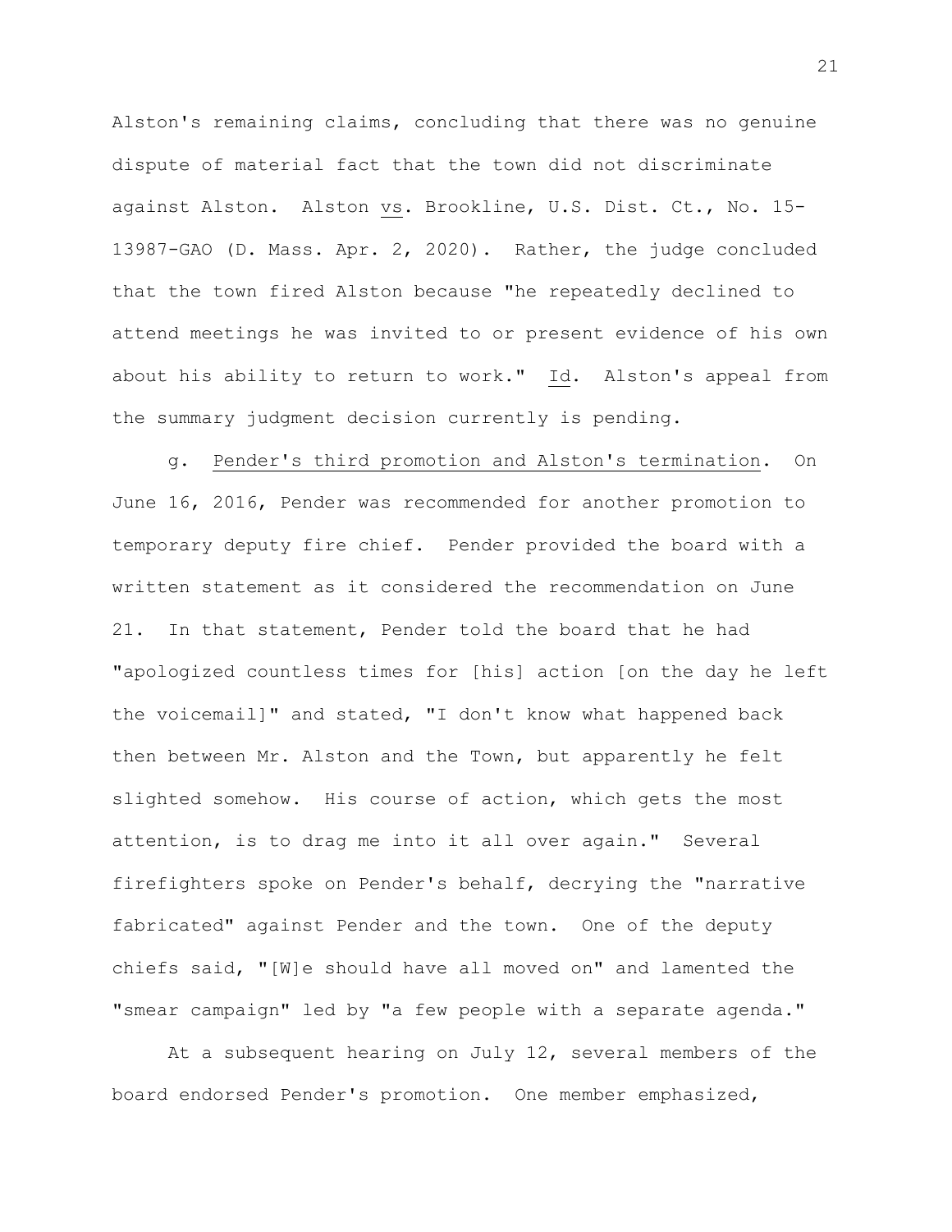Alston's remaining claims, concluding that there was no genuine dispute of material fact that the town did not discriminate against Alston. Alston vs. Brookline, U.S. Dist. Ct., No. 15-13987-GAO (D. Mass. Apr. 2, 2020). Rather, the judge concluded that the town fired Alston because "he repeatedly declined to attend meetings he was invited to or present evidence of his own about his ability to return to work." Id. Alston's appeal from the summary judgment decision currently is pending.

g. Pender's third promotion and Alston's termination. On June 16, 2016, Pender was recommended for another promotion to temporary deputy fire chief. Pender provided the board with a written statement as it considered the recommendation on June 21. In that statement, Pender told the board that he had "apologized countless times for [his] action [on the day he left the voicemail]" and stated, "I don't know what happened back then between Mr. Alston and the Town, but apparently he felt slighted somehow. His course of action, which gets the most attention, is to drag me into it all over again." Several firefighters spoke on Pender's behalf, decrying the "narrative fabricated" against Pender and the town. One of the deputy chiefs said, "[W]e should have all moved on" and lamented the "smear campaign" led by "a few people with a separate agenda."

At a subsequent hearing on July 12, several members of the board endorsed Pender's promotion. One member emphasized,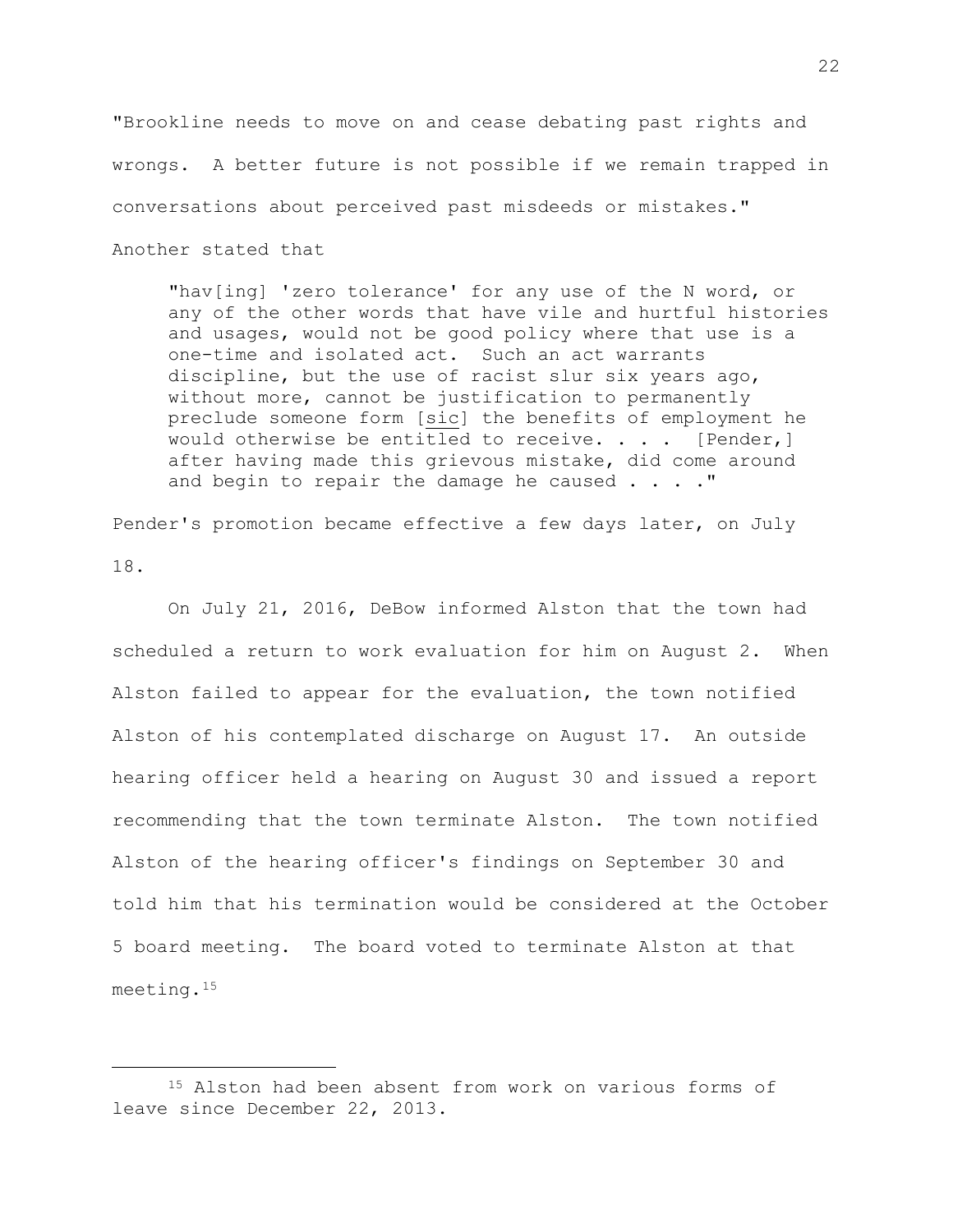"Brookline needs to move on and cease debating past rights and wrongs. A better future is not possible if we remain trapped in conversations about perceived past misdeeds or mistakes."

Another stated that

> "hav[ing] 'zero tolerance' for any use of the N word, or any of the other words that have vile and hurtful histories and usages, would not be good policy where that use is a one-time and isolated act. Such an act warrants discipline, but the use of racist slur six years ago, without more, cannot be justification to permanently preclude someone form [sic] the benefits of employment he would otherwise be entitled to receive. . . . [Pender,] after having made this grievous mistake, did come around and begin to repair the damage he caused . . . ."

Pender's promotion became effective a few days later, on July 18.

On July 21, 2016, DeBow informed Alston that the town had scheduled a return to work evaluation for him on August 2. When Alston failed to appear for the evaluation, the town notified Alston of his contemplated discharge on August 17. An outside hearing officer held a hearing on August 30 and issued a report recommending that the town terminate Alston. The town notified Alston of the hearing officer's findings on September 30 and told him that his termination would be considered at the October 5 board meeting. The board voted to terminate Alston at that meeting.[15]

---

[15] Alston had been absent from work on various forms of leave since December 22, 2013.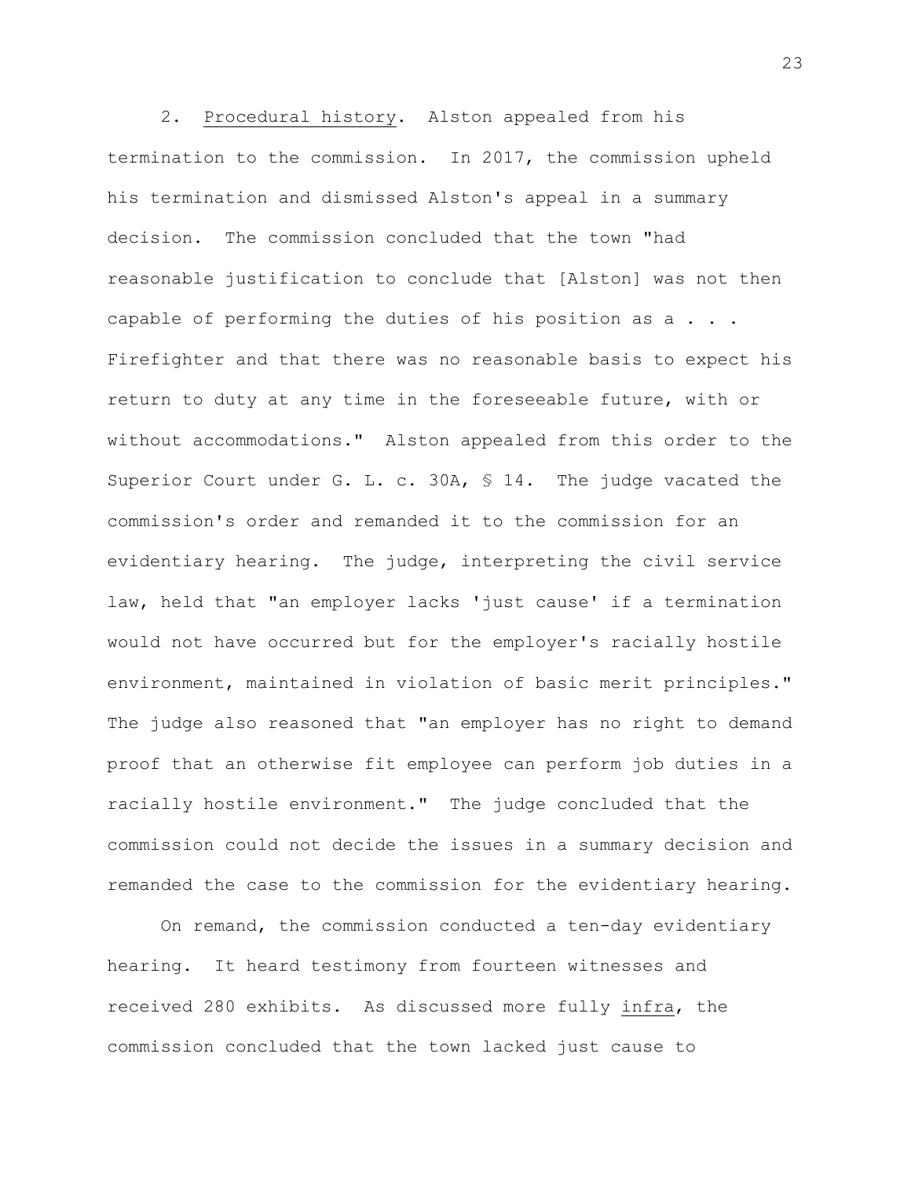2. Procedural history. Alston appealed from his termination to the commission. In 2017, the commission upheld his termination and dismissed Alston's appeal in a summary decision. The commission concluded that the town "had reasonable justification to conclude that [Alston] was not then capable of performing the duties of his position as a . . . Firefighter and that there was no reasonable basis to expect his return to duty at any time in the foreseeable future, with or without accommodations." Alston appealed from this order to the Superior Court under G. L. c. 30A, § 14. The judge vacated the commission's order and remanded it to the commission for an evidentiary hearing. The judge, interpreting the civil service law, held that "an employer lacks 'just cause' if a termination would not have occurred but for the employer's racially hostile environment, maintained in violation of basic merit principles." The judge also reasoned that "an employer has no right to demand proof that an otherwise fit employee can perform job duties in a racially hostile environment." The judge concluded that the commission could not decide the issues in a summary decision and remanded the case to the commission for the evidentiary hearing.

On remand, the commission conducted a ten-day evidentiary hearing. It heard testimony from fourteen witnesses and received 280 exhibits. As discussed more fully infra, the commission concluded that the town lacked just cause to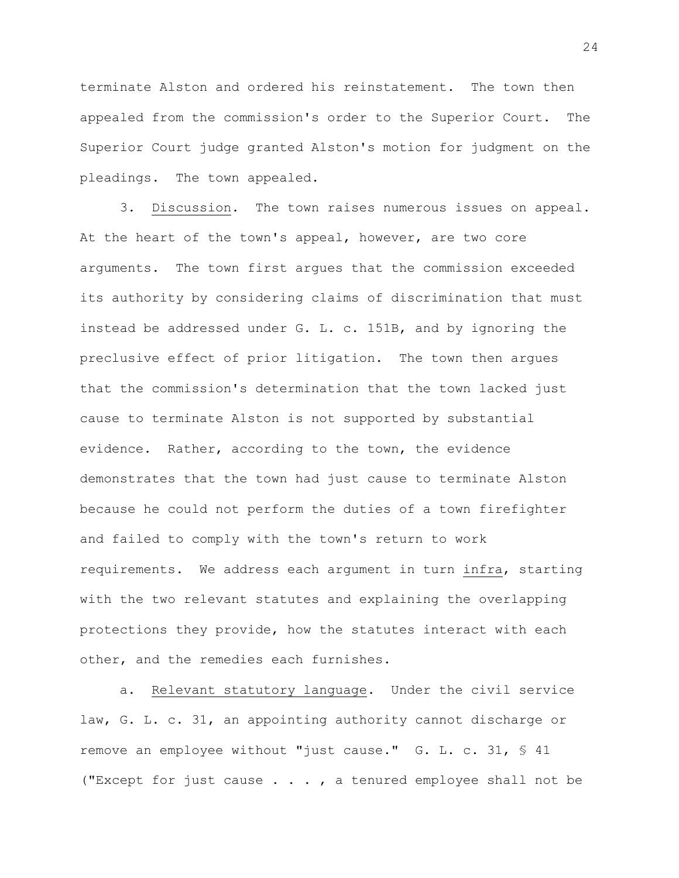terminate Alston and ordered his reinstatement. The town then appealed from the commission's order to the Superior Court. The Superior Court judge granted Alston's motion for judgment on the pleadings. The town appealed.

3. Discussion. The town raises numerous issues on appeal. At the heart of the town's appeal, however, are two core arguments. The town first argues that the commission exceeded its authority by considering claims of discrimination that must instead be addressed under G. L. c. 151B, and by ignoring the preclusive effect of prior litigation. The town then argues that the commission's determination that the town lacked just cause to terminate Alston is not supported by substantial evidence. Rather, according to the town, the evidence demonstrates that the town had just cause to terminate Alston because he could not perform the duties of a town firefighter and failed to comply with the town's return to work requirements. We address each argument in turn infra, starting with the two relevant statutes and explaining the overlapping protections they provide, how the statutes interact with each other, and the remedies each furnishes.

a. Relevant statutory language. Under the civil service law, G. L. c. 31, an appointing authority cannot discharge or remove an employee without "just cause." G. L. c. 31, § 41 ("Except for just cause . . . , a tenured employee shall not be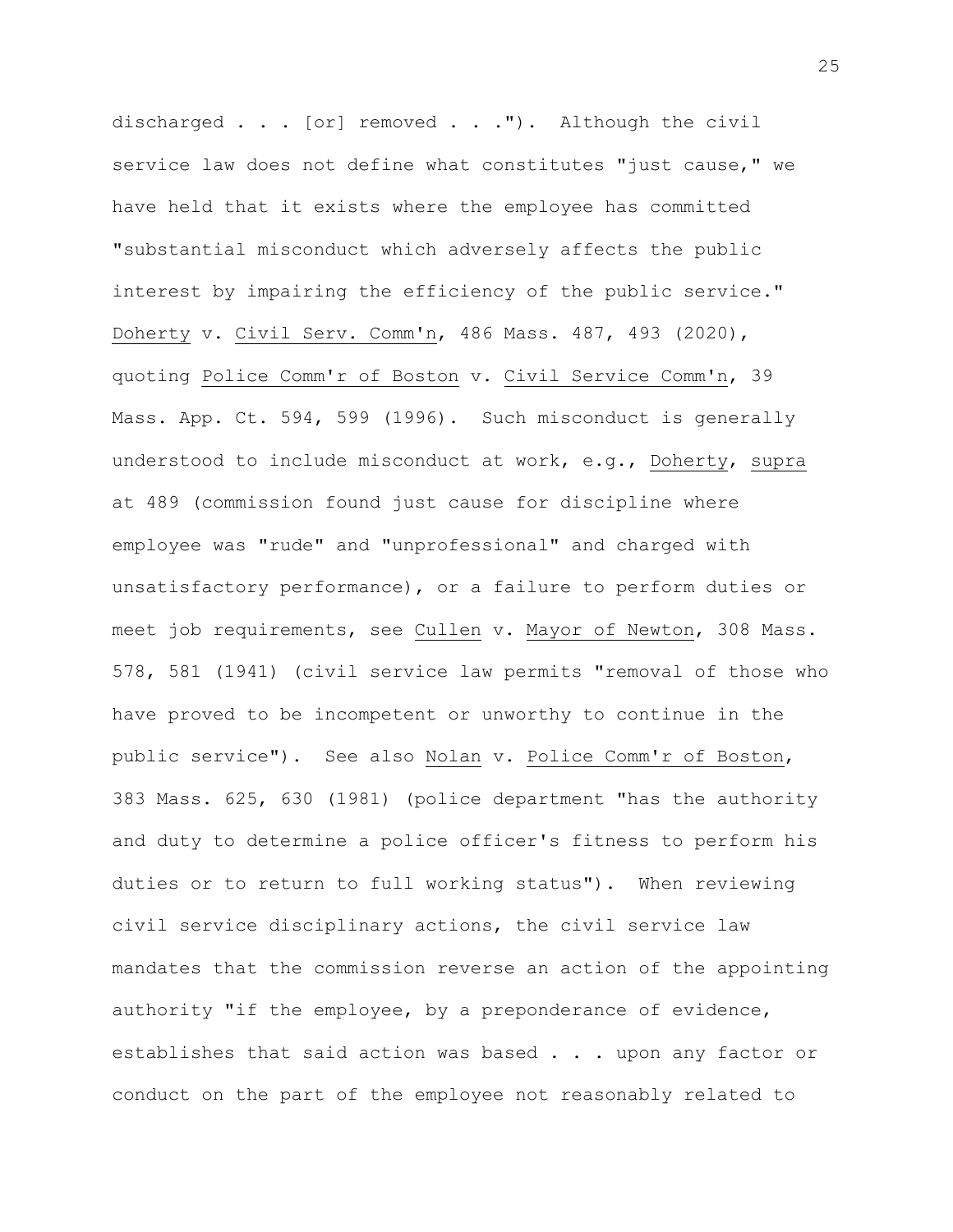discharged . . . [or] removed . . ."). Although the civil service law does not define what constitutes "just cause," we have held that it exists where the employee has committed "substantial misconduct which adversely affects the public interest by impairing the efficiency of the public service." Doherty v. Civil Serv. Comm'n, 486 Mass. 487, 493 (2020), quoting Police Comm'r of Boston v. Civil Service Comm'n, 39 Mass. App. Ct. 594, 599 (1996). Such misconduct is generally understood to include misconduct at work, e.g., Doherty, supra at 489 (commission found just cause for discipline where employee was "rude" and "unprofessional" and charged with unsatisfactory performance), or a failure to perform duties or meet job requirements, see Cullen v. Mayor of Newton, 308 Mass. 578, 581 (1941) (civil service law permits "removal of those who have proved to be incompetent or unworthy to continue in the public service"). See also Nolan v. Police Comm'r of Boston, 383 Mass. 625, 630 (1981) (police department "has the authority and duty to determine a police officer's fitness to perform his duties or to return to full working status"). When reviewing civil service disciplinary actions, the civil service law mandates that the commission reverse an action of the appointing authority "if the employee, by a preponderance of evidence, establishes that said action was based . . . upon any factor or conduct on the part of the employee not reasonably related to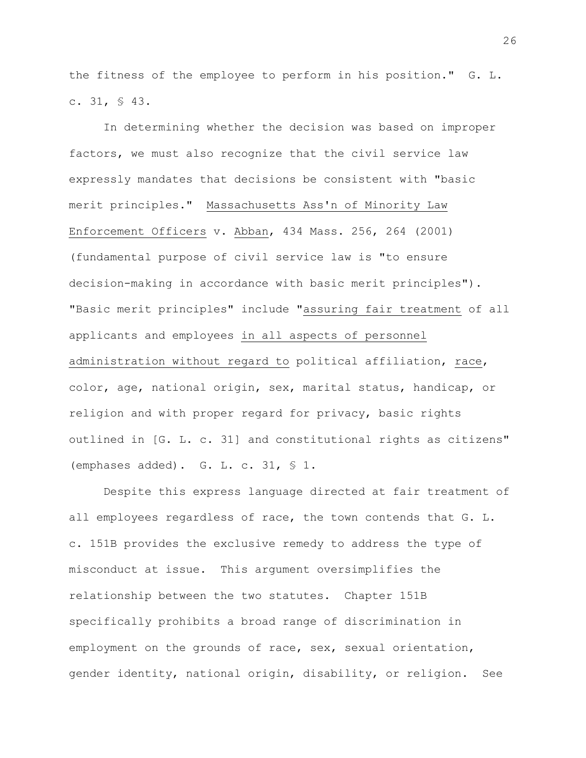the fitness of the employee to perform in his position." G. L. c. 31, § 43.

In determining whether the decision was based on improper factors, we must also recognize that the civil service law expressly mandates that decisions be consistent with "basic merit principles." Massachusetts Ass'n of Minority Law Enforcement Officers v. Abban, 434 Mass. 256, 264 (2001) (fundamental purpose of civil service law is "to ensure decision-making in accordance with basic merit principles"). "Basic merit principles" include "assuring fair treatment of all applicants and employees in all aspects of personnel administration without regard to political affiliation, race, color, age, national origin, sex, marital status, handicap, or religion and with proper regard for privacy, basic rights outlined in [G. L. c. 31] and constitutional rights as citizens" (emphases added). G. L. c. 31, § 1.

Despite this express language directed at fair treatment of all employees regardless of race, the town contends that G. L. c. 151B provides the exclusive remedy to address the type of misconduct at issue. This argument oversimplifies the relationship between the two statutes. Chapter 151B specifically prohibits a broad range of discrimination in employment on the grounds of race, sex, sexual orientation, gender identity, national origin, disability, or religion. See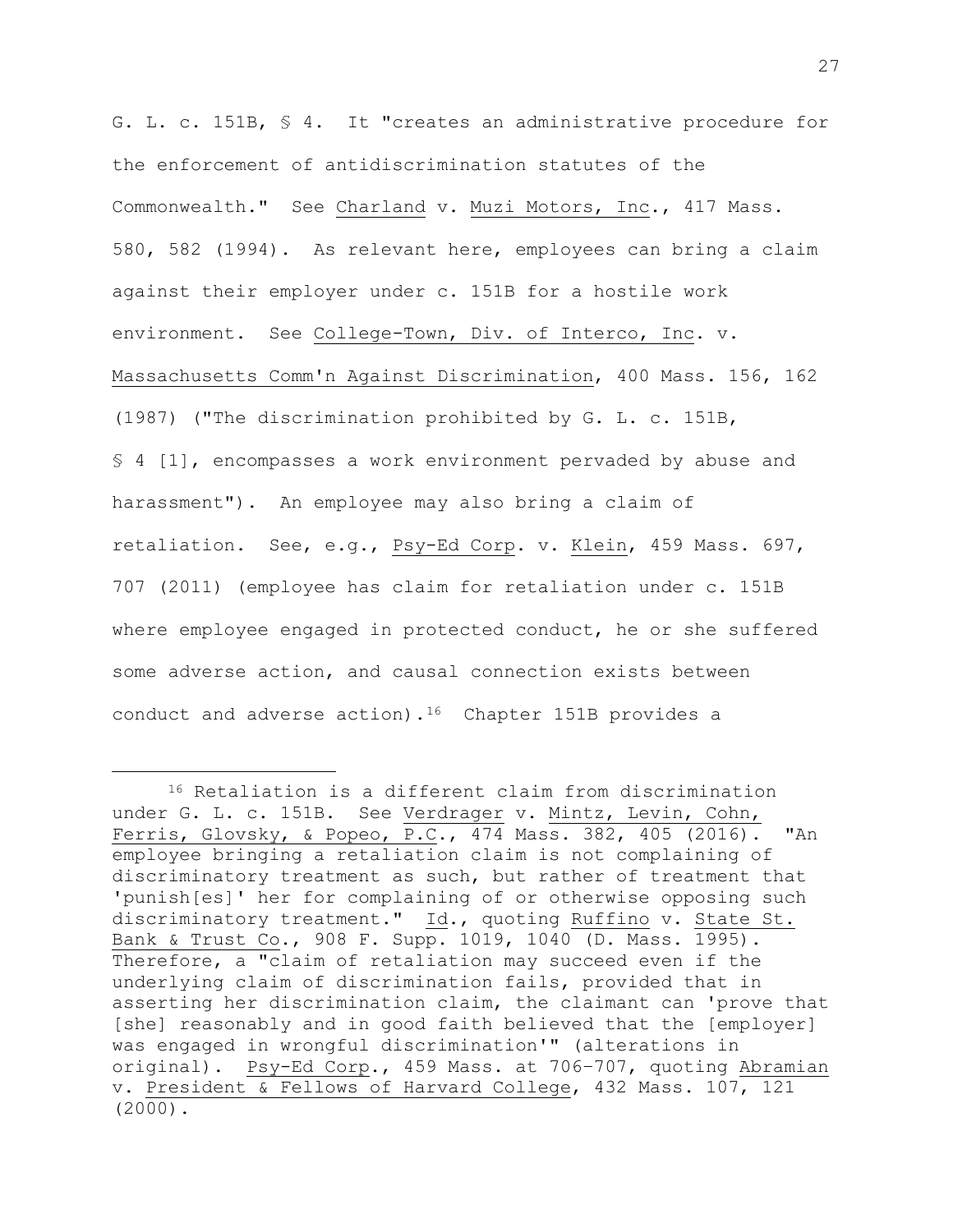G. L. c. 151B, § 4. It "creates an administrative procedure for the enforcement of antidiscrimination statutes of the Commonwealth." See Charland v. Muzi Motors, Inc., 417 Mass. 580, 582 (1994). As relevant here, employees can bring a claim against their employer under c. 151B for a hostile work environment. See College-Town, Div. of Interco, Inc. v. Massachusetts Comm'n Against Discrimination, 400 Mass. 156, 162 (1987) ("The discrimination prohibited by G. L. c. 151B, § 4 [1], encompasses a work environment pervaded by abuse and harassment"). An employee may also bring a claim of retaliation. See, e.g., Psy-Ed Corp. v. Klein, 459 Mass. 697, 707 (2011) (employee has claim for retaliation under c. 151B where employee engaged in protected conduct, he or she suffered some adverse action, and causal connection exists between conduct and adverse action).[16] Chapter 151B provides a

---

[16] Retaliation is a different claim from discrimination under G. L. c. 151B. See Verdrager v. Mintz, Levin, Cohn, Ferris, Glovsky, & Popeo, P.C., 474 Mass. 382, 405 (2016). "An employee bringing a retaliation claim is not complaining of discriminatory treatment as such, but rather of treatment that 'punish[es]' her for complaining of or otherwise opposing such discriminatory treatment." Id., quoting Ruffino v. State St. Bank & Trust Co., 908 F. Supp. 1019, 1040 (D. Mass. 1995). Therefore, a "claim of retaliation may succeed even if the underlying claim of discrimination fails, provided that in asserting her discrimination claim, the claimant can 'prove that [she] reasonably and in good faith believed that the [employer] was engaged in wrongful discrimination'" (alterations in original). Psy-Ed Corp., 459 Mass. at 706-707, quoting Abramian v. President & Fellows of Harvard College, 432 Mass. 107, 121 (2000).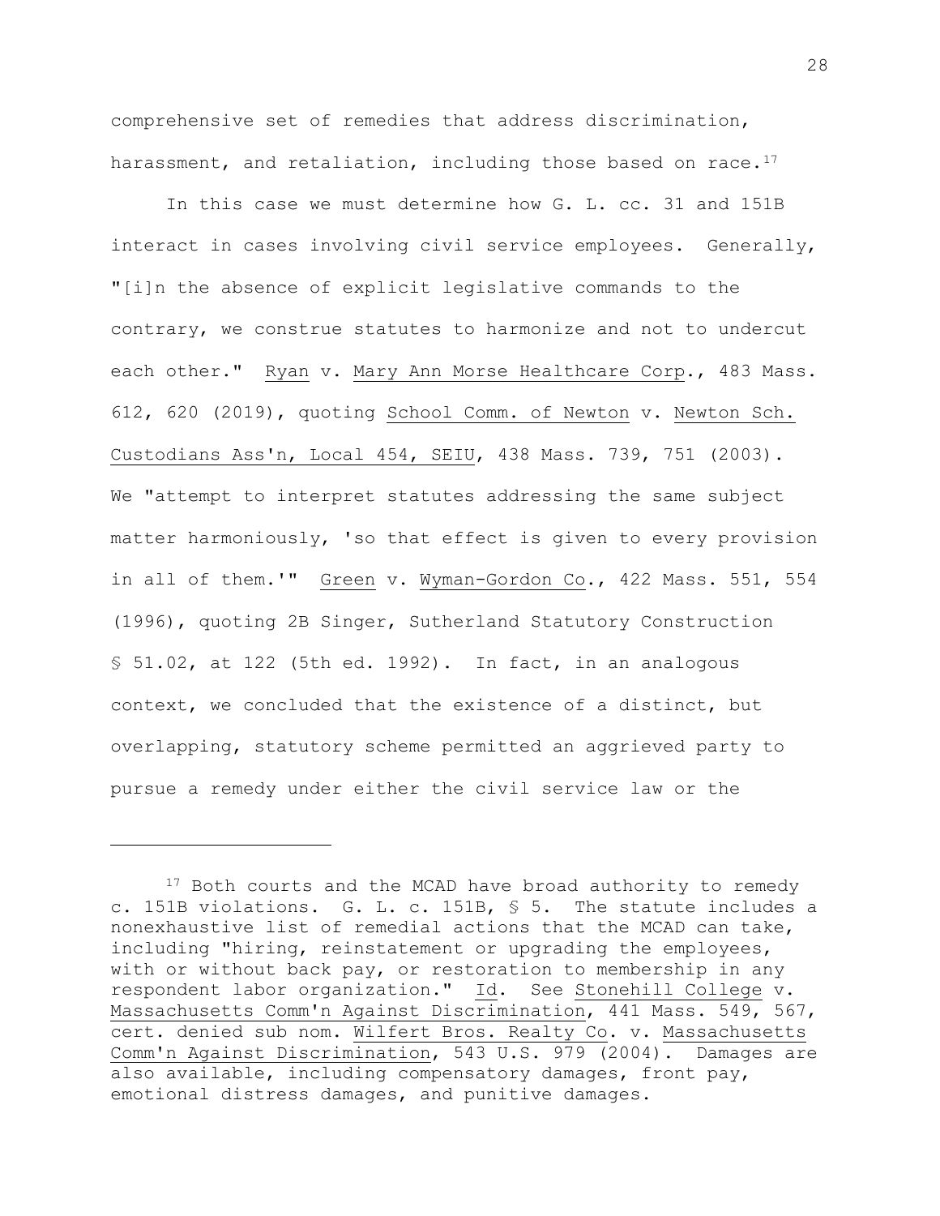comprehensive set of remedies that address discrimination, harassment, and retaliation, including those based on race.[17]

In this case we must determine how G. L. cc. 31 and 151B interact in cases involving civil service employees. Generally, "[i]n the absence of explicit legislative commands to the contrary, we construe statutes to harmonize and not to undercut each other." Ryan v. Mary Ann Morse Healthcare Corp., 483 Mass. 612, 620 (2019), quoting School Comm. of Newton v. Newton Sch. Custodians Ass'n, Local 454, SEIU, 438 Mass. 739, 751 (2003). We "attempt to interpret statutes addressing the same subject matter harmoniously, 'so that effect is given to every provision in all of them.'" Green v. Wyman-Gordon Co., 422 Mass. 551, 554 (1996), quoting 2B Singer, Sutherland Statutory Construction § 51.02, at 122 (5th ed. 1992). In fact, in an analogous context, we concluded that the existence of a distinct, but overlapping, statutory scheme permitted an aggrieved party to pursue a remedy under either the civil service law or the

---

[17] Both courts and the MCAD have broad authority to remedy c. 151B violations. G. L. c. 151B, § 5. The statute includes a nonexhaustive list of remedial actions that the MCAD can take, including "hiring, reinstatement or upgrading the employees, with or without back pay, or restoration to membership in any respondent labor organization." Id. See Stonehill College v. Massachusetts Comm'n Against Discrimination, 441 Mass. 549, 567, cert. denied sub nom. Wilfert Bros. Realty Co. v. Massachusetts Comm'n Against Discrimination, 543 U.S. 979 (2004). Damages are also available, including compensatory damages, front pay, emotional distress damages, and punitive damages.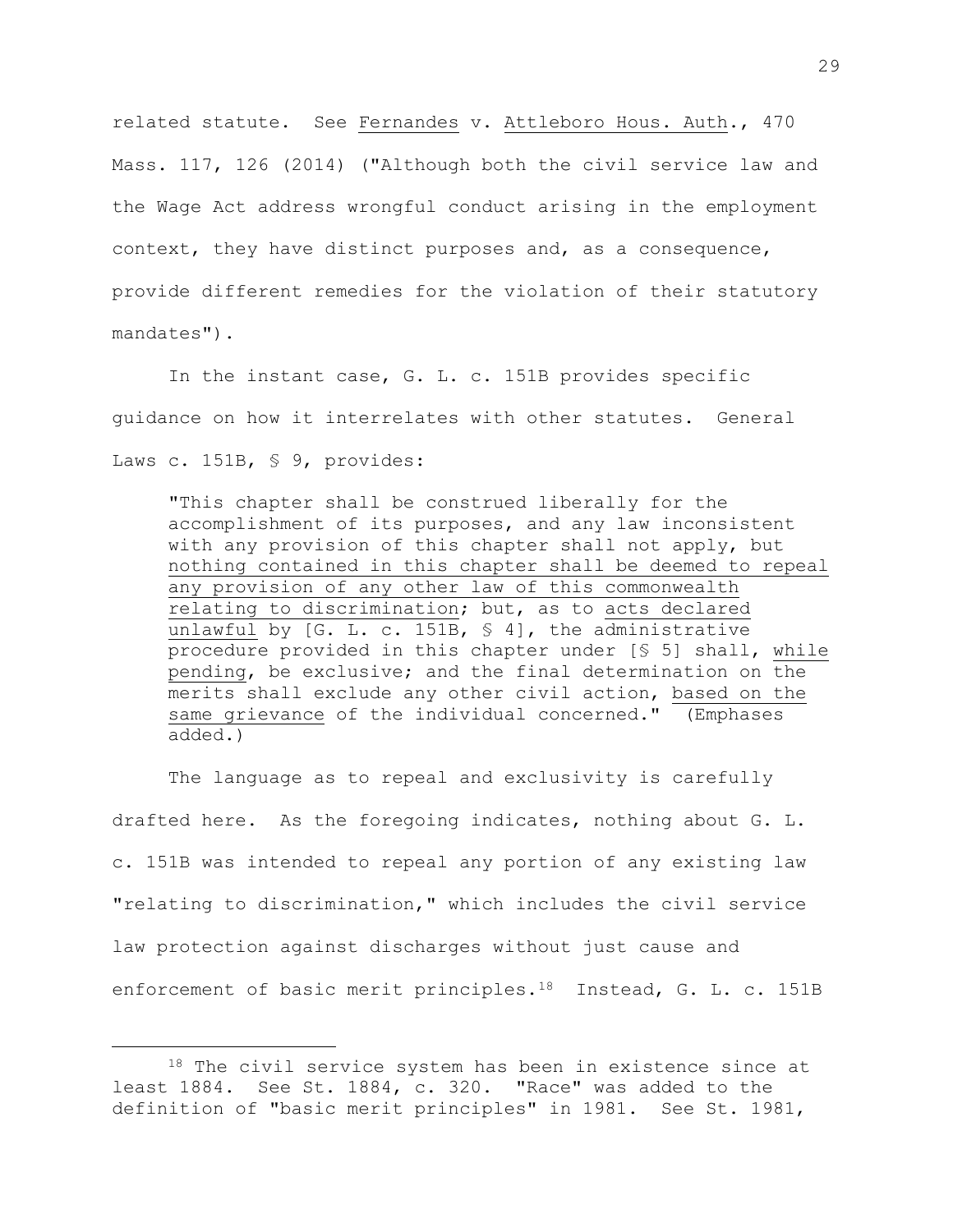related statute. See Fernandes v. Attleboro Hous. Auth., 470 Mass. 117, 126 (2014) ("Although both the civil service law and the Wage Act address wrongful conduct arising in the employment context, they have distinct purposes and, as a consequence, provide different remedies for the violation of their statutory mandates").

In the instant case, G. L. c. 151B provides specific guidance on how it interrelates with other statutes. General Laws c. 151B, § 9, provides:

> "This chapter shall be construed liberally for the accomplishment of its purposes, and any law inconsistent with any provision of this chapter shall not apply, but nothing contained in this chapter shall be deemed to repeal any provision of any other law of this commonwealth relating to discrimination; but, as to acts declared unlawful by [G. L. c. 151B, § 4], the administrative procedure provided in this chapter under [§ 5] shall, while pending, be exclusive; and the final determination on the merits shall exclude any other civil action, based on the same grievance of the individual concerned." (Emphases added.)

The language as to repeal and exclusivity is carefully drafted here. As the foregoing indicates, nothing about G. L. c. 151B was intended to repeal any portion of any existing law "relating to discrimination," which includes the civil service law protection against discharges without just cause and enforcement of basic merit principles.[18] Instead, G. L. c. 151B

[18] The civil service system has been in existence since at least 1884. See St. 1884, c. 320. "Race" was added to the definition of "basic merit principles" in 1981. See St. 1981,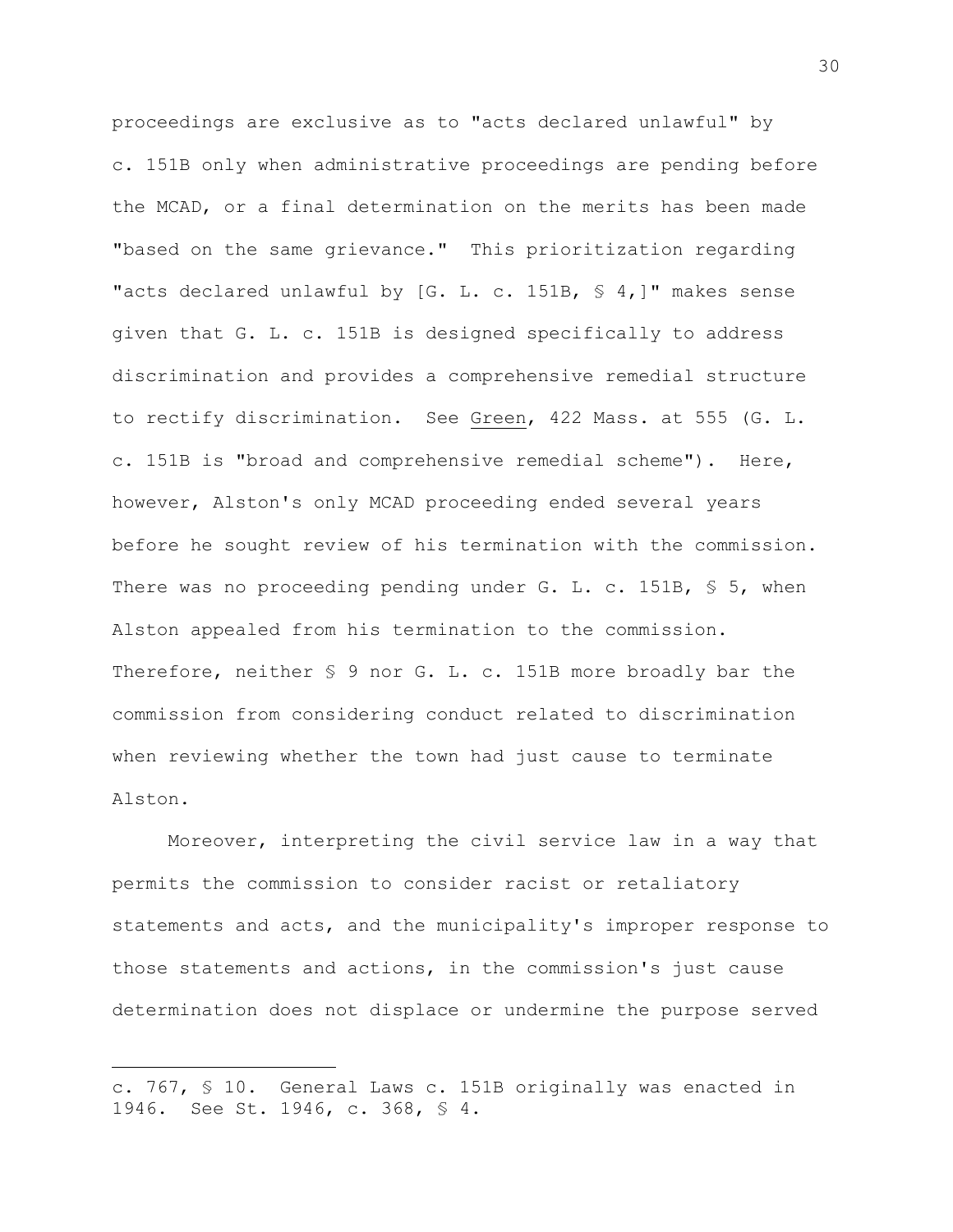proceedings are exclusive as to "acts declared unlawful" by c. 151B only when administrative proceedings are pending before the MCAD, or a final determination on the merits has been made "based on the same grievance." This prioritization regarding "acts declared unlawful by [G. L. c. 151B, § 4,]" makes sense given that G. L. c. 151B is designed specifically to address discrimination and provides a comprehensive remedial structure to rectify discrimination. See Green, 422 Mass. at 555 (G. L. c. 151B is "broad and comprehensive remedial scheme"). Here, however, Alston's only MCAD proceeding ended several years before he sought review of his termination with the commission. There was no proceeding pending under G. L. c. 151B, § 5, when Alston appealed from his termination to the commission. Therefore, neither § 9 nor G. L. c. 151B more broadly bar the commission from considering conduct related to discrimination when reviewing whether the town had just cause to terminate Alston.

Moreover, interpreting the civil service law in a way that permits the commission to consider racist or retaliatory statements and acts, and the municipality's improper response to those statements and actions, in the commission's just cause determination does not displace or undermine the purpose served

---

c. 767, § 10. General Laws c. 151B originally was enacted in 1946. See St. 1946, c. 368, § 4.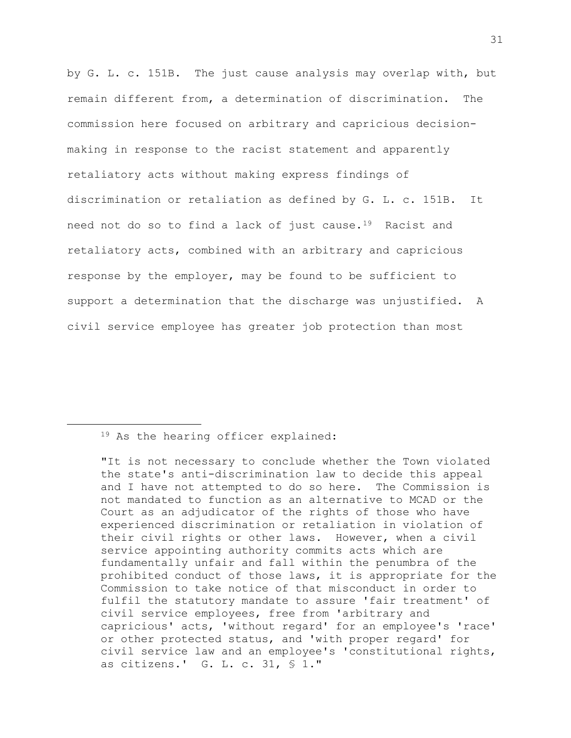by G. L. c. 151B. The just cause analysis may overlap with, but remain different from, a determination of discrimination. The commission here focused on arbitrary and capricious decision-making in response to the racist statement and apparently retaliatory acts without making express findings of discrimination or retaliation as defined by G. L. c. 151B. It need not do so to find a lack of just cause.[19] Racist and retaliatory acts, combined with an arbitrary and capricious response by the employer, may be found to be sufficient to support a determination that the discharge was unjustified. A civil service employee has greater job protection than most

---

[19] As the hearing officer explained:

> "It is not necessary to conclude whether the Town violated the state's anti-discrimination law to decide this appeal and I have not attempted to do so here. The Commission is not mandated to function as an alternative to MCAD or the Court as an adjudicator of the rights of those who have experienced discrimination or retaliation in violation of their civil rights or other laws. However, when a civil service appointing authority commits acts which are fundamentally unfair and fall within the penumbra of the prohibited conduct of those laws, it is appropriate for the Commission to take notice of that misconduct in order to fulfil the statutory mandate to assure 'fair treatment' of civil service employees, free from 'arbitrary and capricious' acts, 'without regard' for an employee's 'race' or other protected status, and 'with proper regard' for civil service law and an employee's 'constitutional rights, as citizens.' G. L. c. 31, § 1."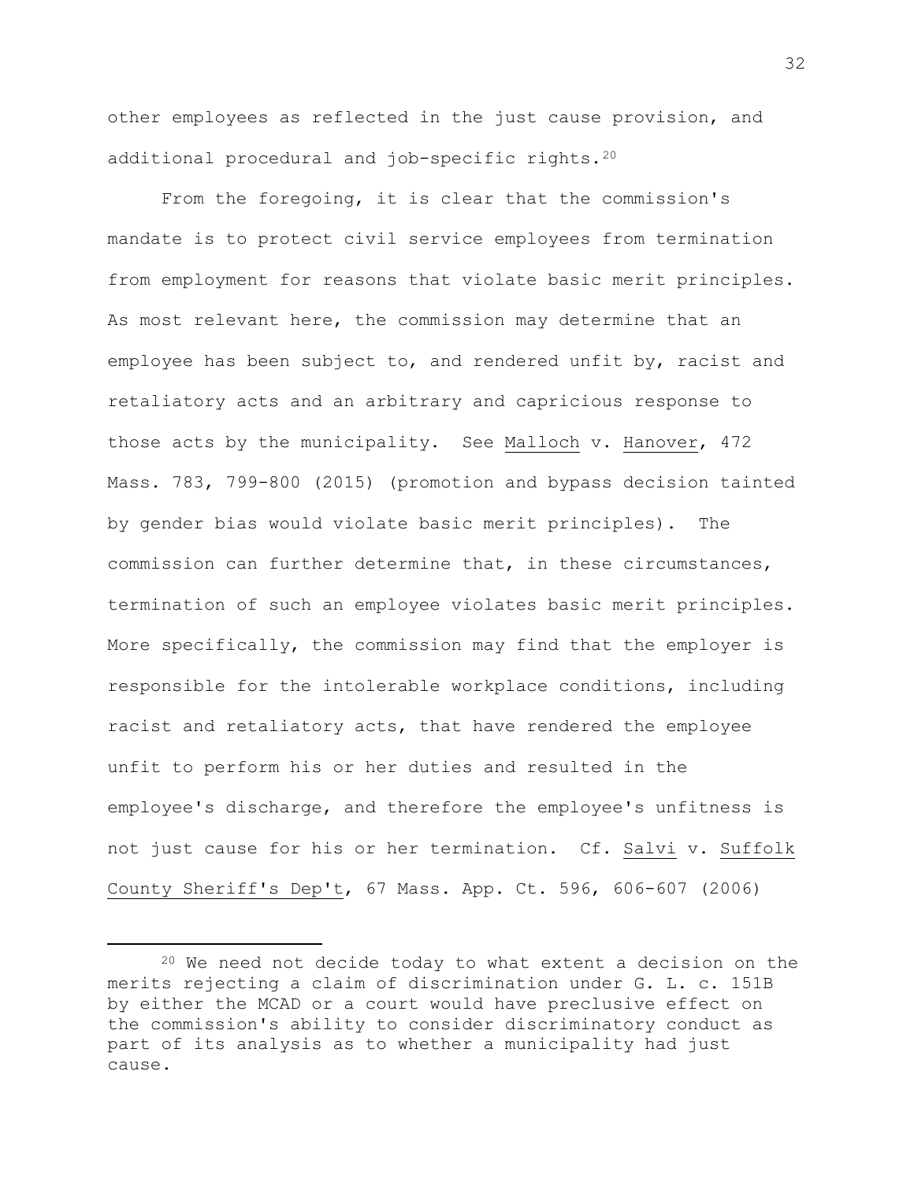other employees as reflected in the just cause provision, and additional procedural and job-specific rights.[20]

From the foregoing, it is clear that the commission's mandate is to protect civil service employees from termination from employment for reasons that violate basic merit principles. As most relevant here, the commission may determine that an employee has been subject to, and rendered unfit by, racist and retaliatory acts and an arbitrary and capricious response to those acts by the municipality. See Malloch v. Hanover, 472 Mass. 783, 799-800 (2015) (promotion and bypass decision tainted by gender bias would violate basic merit principles). The commission can further determine that, in these circumstances, termination of such an employee violates basic merit principles. More specifically, the commission may find that the employer is responsible for the intolerable workplace conditions, including racist and retaliatory acts, that have rendered the employee unfit to perform his or her duties and resulted in the employee's discharge, and therefore the employee's unfitness is not just cause for his or her termination. Cf. Salvi v. Suffolk County Sheriff's Dep't, 67 Mass. App. Ct. 596, 606-607 (2006)

[20] We need not decide today to what extent a decision on the merits rejecting a claim of discrimination under G. L. c. 151B by either the MCAD or a court would have preclusive effect on the commission's ability to consider discriminatory conduct as part of its analysis as to whether a municipality had just cause.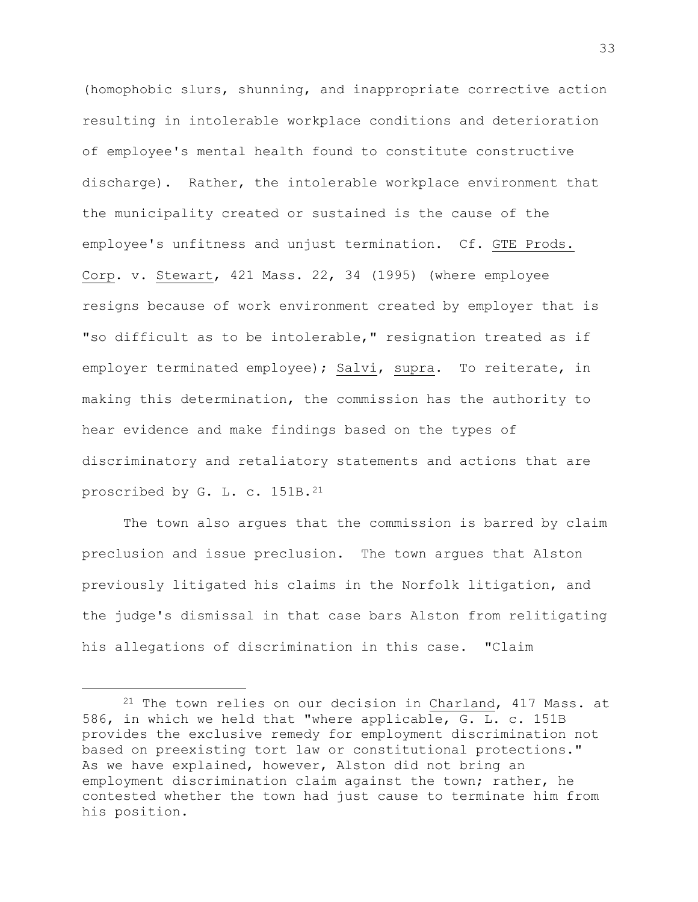(homophobic slurs, shunning, and inappropriate corrective action resulting in intolerable workplace conditions and deterioration of employee's mental health found to constitute constructive discharge). Rather, the intolerable workplace environment that the municipality created or sustained is the cause of the employee's unfitness and unjust termination. Cf. GTE Prods. Corp. v. Stewart, 421 Mass. 22, 34 (1995) (where employee resigns because of work environment created by employer that is "so difficult as to be intolerable," resignation treated as if employer terminated employee); Salvi, supra. To reiterate, in making this determination, the commission has the authority to hear evidence and make findings based on the types of discriminatory and retaliatory statements and actions that are proscribed by G. L. c. 151B.[21]

The town also argues that the commission is barred by claim preclusion and issue preclusion. The town argues that Alston previously litigated his claims in the Norfolk litigation, and the judge's dismissal in that case bars Alston from relitigating his allegations of discrimination in this case. "Claim

---

[21] The town relies on our decision in Charland, 417 Mass. at 586, in which we held that "where applicable, G. L. c. 151B provides the exclusive remedy for employment discrimination not based on preexisting tort law or constitutional protections." As we have explained, however, Alston did not bring an employment discrimination claim against the town; rather, he contested whether the town had just cause to terminate him from his position.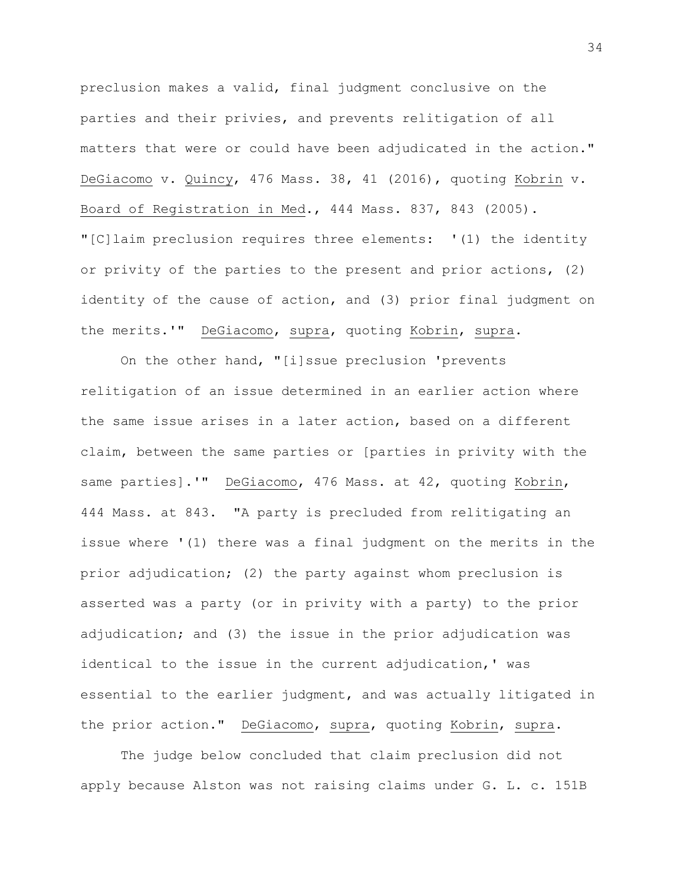preclusion makes a valid, final judgment conclusive on the parties and their privies, and prevents relitigation of all matters that were or could have been adjudicated in the action." DeGiacomo v. Quincy, 476 Mass. 38, 41 (2016), quoting Kobrin v. Board of Registration in Med., 444 Mass. 837, 843 (2005). "[C]laim preclusion requires three elements: '(1) the identity or privity of the parties to the present and prior actions, (2) identity of the cause of action, and (3) prior final judgment on the merits.'" DeGiacomo, supra, quoting Kobrin, supra.

On the other hand, "[i]ssue preclusion 'prevents relitigation of an issue determined in an earlier action where the same issue arises in a later action, based on a different claim, between the same parties or [parties in privity with the same parties].'" DeGiacomo, 476 Mass. at 42, quoting Kobrin, 444 Mass. at 843. "A party is precluded from relitigating an issue where '(1) there was a final judgment on the merits in the prior adjudication; (2) the party against whom preclusion is asserted was a party (or in privity with a party) to the prior adjudication; and (3) the issue in the prior adjudication was identical to the issue in the current adjudication,' was essential to the earlier judgment, and was actually litigated in the prior action." DeGiacomo, supra, quoting Kobrin, supra.

The judge below concluded that claim preclusion did not apply because Alston was not raising claims under G. L. c. 151B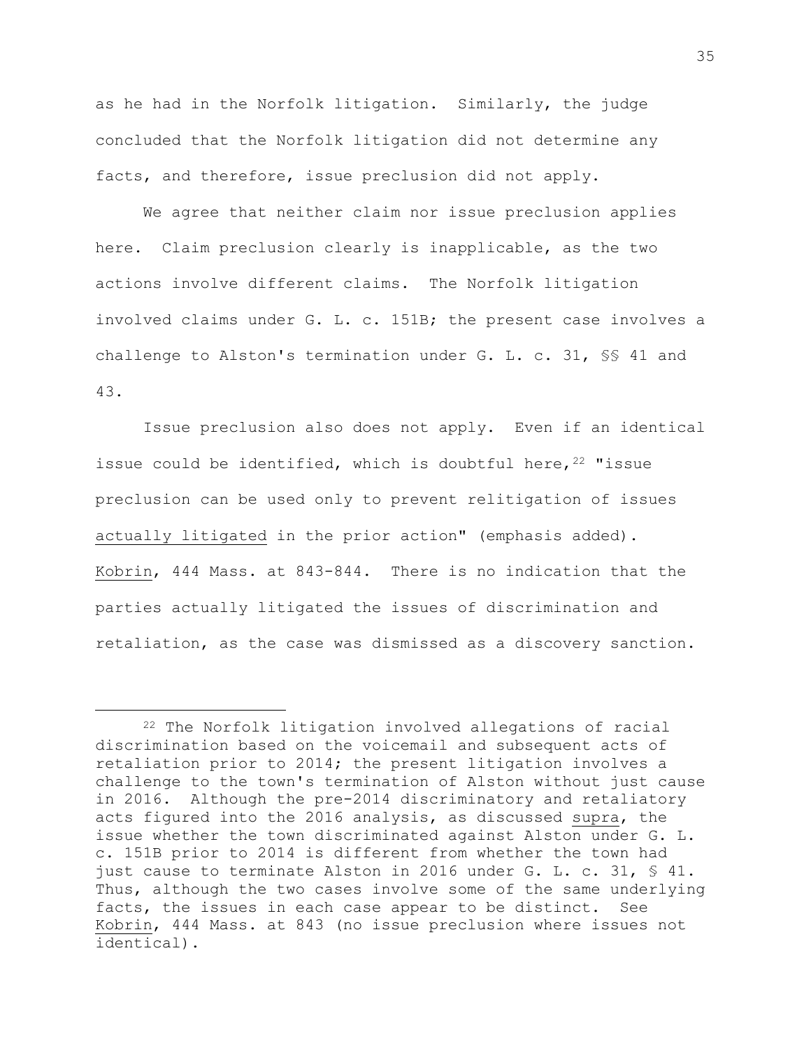as he had in the Norfolk litigation. Similarly, the judge concluded that the Norfolk litigation did not determine any facts, and therefore, issue preclusion did not apply.

We agree that neither claim nor issue preclusion applies here. Claim preclusion clearly is inapplicable, as the two actions involve different claims. The Norfolk litigation involved claims under G. L. c. 151B; the present case involves a challenge to Alston's termination under G. L. c. 31, §§ 41 and 43.

Issue preclusion also does not apply. Even if an identical issue could be identified, which is doubtful here,[22] "issue preclusion can be used only to prevent relitigation of issues <u>actually litigated</u> in the prior action" (emphasis added). <u>Kobrin</u>, 444 Mass. at 843-844. There is no indication that the parties actually litigated the issues of discrimination and retaliation, as the case was dismissed as a discovery sanction.

---

[22] The Norfolk litigation involved allegations of racial discrimination based on the voicemail and subsequent acts of retaliation prior to 2014; the present litigation involves a challenge to the town's termination of Alston without just cause in 2016. Although the pre-2014 discriminatory and retaliatory acts figured into the 2016 analysis, as discussed <u>supra</u>, the issue whether the town discriminated against Alston under G. L. c. 151B prior to 2014 is different from whether the town had just cause to terminate Alston in 2016 under G. L. c. 31, § 41. Thus, although the two cases involve some of the same underlying facts, the issues in each case appear to be distinct. See <u>Kobrin</u>, 444 Mass. at 843 (no issue preclusion where issues not identical).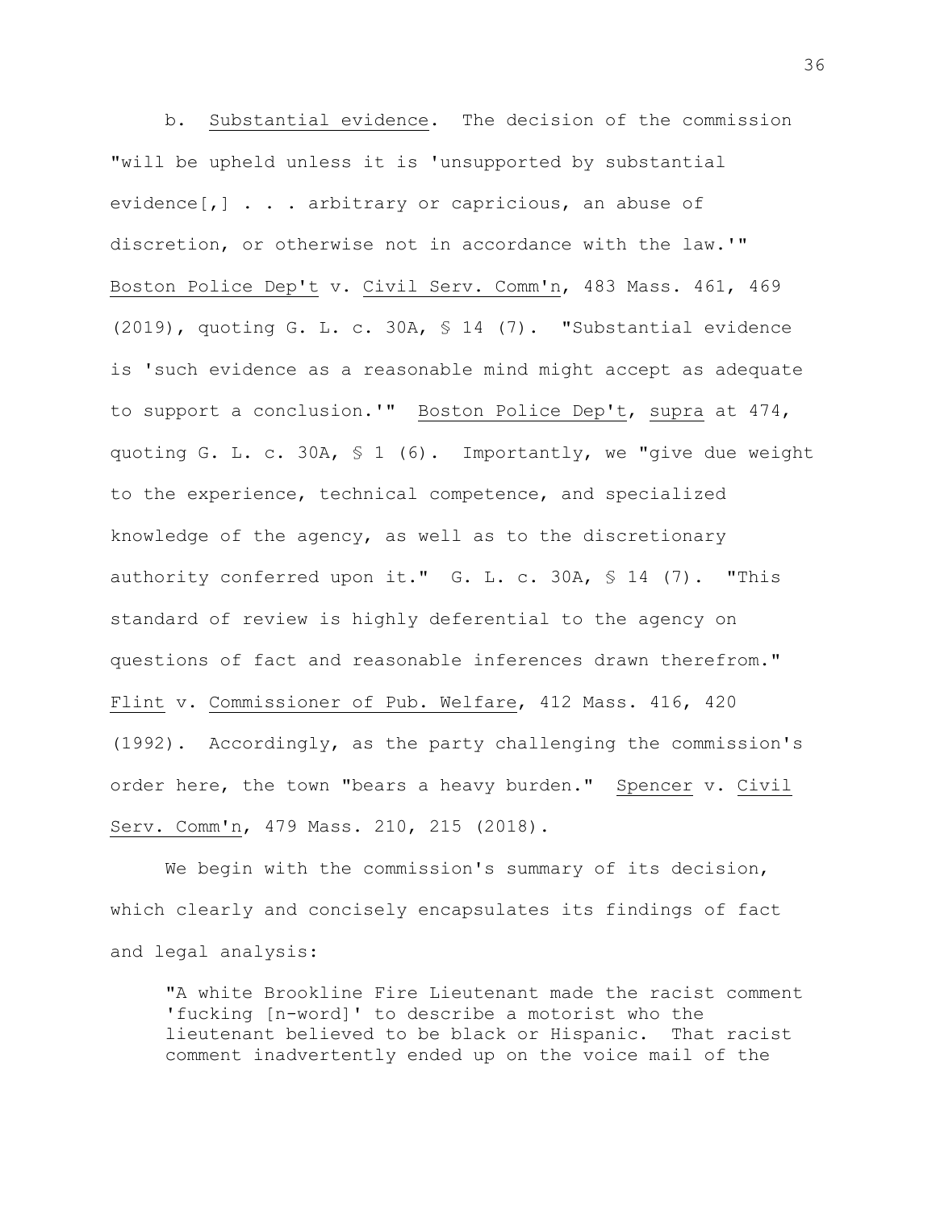b. Substantial evidence. The decision of the commission "will be upheld unless it is 'unsupported by substantial evidence[,] . . . arbitrary or capricious, an abuse of discretion, or otherwise not in accordance with the law.'" Boston Police Dep't v. Civil Serv. Comm'n, 483 Mass. 461, 469 (2019), quoting G. L. c. 30A, § 14 (7). "Substantial evidence is 'such evidence as a reasonable mind might accept as adequate to support a conclusion.'" Boston Police Dep't, supra at 474, quoting G. L. c. 30A, § 1 (6). Importantly, we "give due weight to the experience, technical competence, and specialized knowledge of the agency, as well as to the discretionary authority conferred upon it." G. L. c. 30A, § 14 (7). "This standard of review is highly deferential to the agency on questions of fact and reasonable inferences drawn therefrom." Flint v. Commissioner of Pub. Welfare, 412 Mass. 416, 420 (1992). Accordingly, as the party challenging the commission's order here, the town "bears a heavy burden." Spencer v. Civil Serv. Comm'n, 479 Mass. 210, 215 (2018).

We begin with the commission's summary of its decision, which clearly and concisely encapsulates its findings of fact and legal analysis:

> "A white Brookline Fire Lieutenant made the racist comment 'fucking [n-word]' to describe a motorist who the lieutenant believed to be black or Hispanic. That racist comment inadvertently ended up on the voice mail of the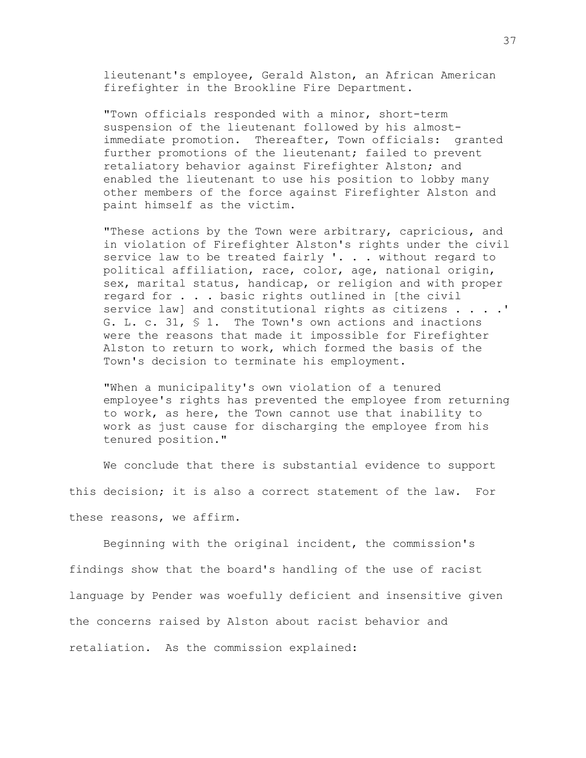lieutenant's employee, Gerald Alston, an African American firefighter in the Brookline Fire Department.

"Town officials responded with a minor, short-term suspension of the lieutenant followed by his almost-immediate promotion. Thereafter, Town officials: granted further promotions of the lieutenant; failed to prevent retaliatory behavior against Firefighter Alston; and enabled the lieutenant to use his position to lobby many other members of the force against Firefighter Alston and paint himself as the victim.

"These actions by the Town were arbitrary, capricious, and in violation of Firefighter Alston's rights under the civil service law to be treated fairly '. . . without regard to political affiliation, race, color, age, national origin, sex, marital status, handicap, or religion and with proper regard for . . . basic rights outlined in [the civil service law] and constitutional rights as citizens . . . .' G. L. c. 31, § 1. The Town's own actions and inactions were the reasons that made it impossible for Firefighter Alston to return to work, which formed the basis of the Town's decision to terminate his employment.

"When a municipality's own violation of a tenured employee's rights has prevented the employee from returning to work, as here, the Town cannot use that inability to work as just cause for discharging the employee from his tenured position."

We conclude that there is substantial evidence to support this decision; it is also a correct statement of the law. For these reasons, we affirm.

Beginning with the original incident, the commission's findings show that the board's handling of the use of racist language by Pender was woefully deficient and insensitive given the concerns raised by Alston about racist behavior and retaliation. As the commission explained: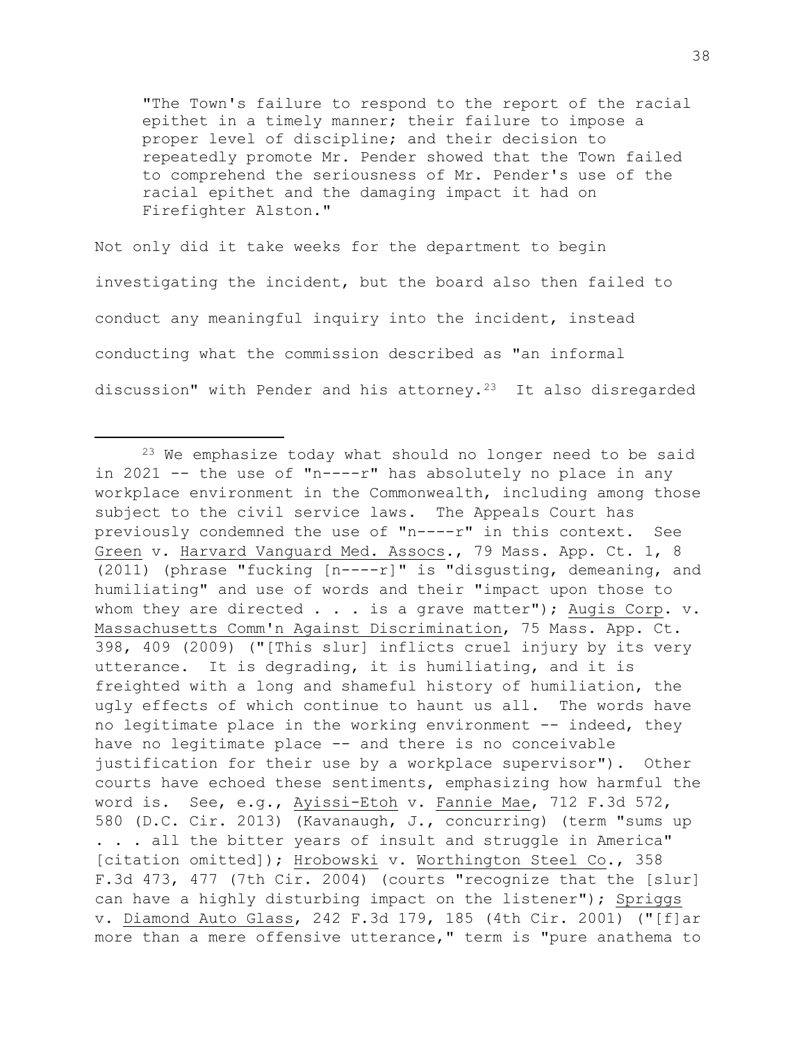> "The Town's failure to respond to the report of the racial epithet in a timely manner; their failure to impose a proper level of discipline; and their decision to repeatedly promote Mr. Pender showed that the Town failed to comprehend the seriousness of Mr. Pender's use of the racial epithet and the damaging impact it had on Firefighter Alston."

Not only did it take weeks for the department to begin investigating the incident, but the board also then failed to conduct any meaningful inquiry into the incident, instead conducting what the commission described as "an informal discussion" with Pender and his attorney.[23] It also disregarded

---

[23] We emphasize today what should no longer need to be said in 2021 -- the use of "n----r" has absolutely no place in any workplace environment in the Commonwealth, including among those subject to the civil service laws. The Appeals Court has previously condemned the use of "n----r" in this context. See Green v. Harvard Vanguard Med. Assocs., 79 Mass. App. Ct. 1, 8 (2011) (phrase "fucking [n----r]" is "disgusting, demeaning, and humiliating" and use of words and their "impact upon those to whom they are directed . . . is a grave matter"); Augis Corp. v. Massachusetts Comm'n Against Discrimination, 75 Mass. App. Ct. 398, 409 (2009) ("[This slur] inflicts cruel injury by its very utterance. It is degrading, it is humiliating, and it is freighted with a long and shameful history of humiliation, the ugly effects of which continue to haunt us all. The words have no legitimate place in the working environment -- indeed, they have no legitimate place -- and there is no conceivable justification for their use by a workplace supervisor"). Other courts have echoed these sentiments, emphasizing how harmful the word is. See, e.g., Ayissi-Etoh v. Fannie Mae, 712 F.3d 572, 580 (D.C. Cir. 2013) (Kavanaugh, J., concurring) (term "sums up . . . all the bitter years of insult and struggle in America" [citation omitted]); Hrobowski v. Worthington Steel Co., 358 F.3d 473, 477 (7th Cir. 2004) (courts "recognize that the [slur] can have a highly disturbing impact on the listener"); Spriggs v. Diamond Auto Glass, 242 F.3d 179, 185 (4th Cir. 2001) ("[f]ar more than a mere offensive utterance," term is "pure anathema to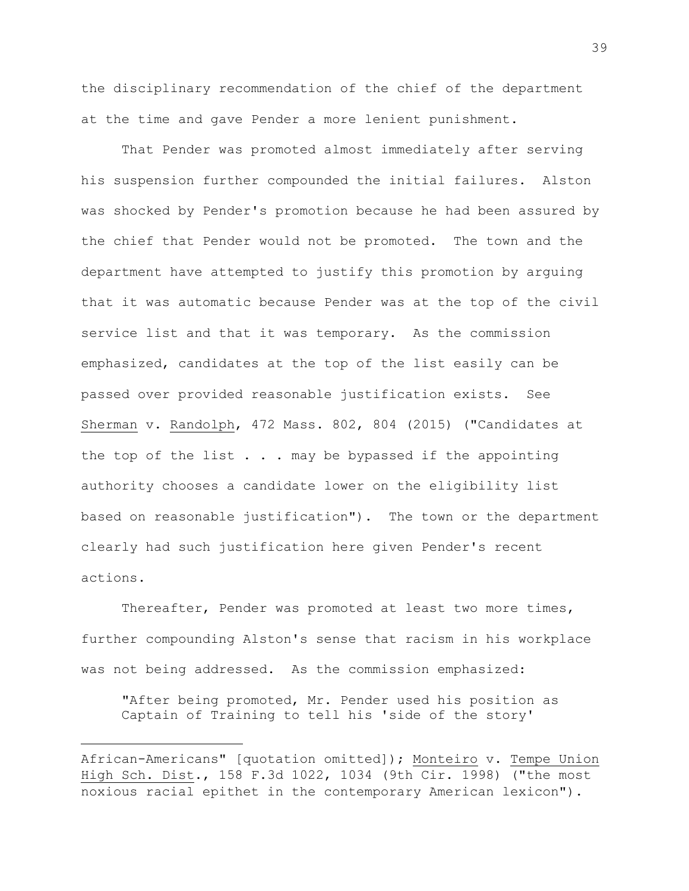the disciplinary recommendation of the chief of the department at the time and gave Pender a more lenient punishment.

That Pender was promoted almost immediately after serving his suspension further compounded the initial failures. Alston was shocked by Pender's promotion because he had been assured by the chief that Pender would not be promoted. The town and the department have attempted to justify this promotion by arguing that it was automatic because Pender was at the top of the civil service list and that it was temporary. As the commission emphasized, candidates at the top of the list easily can be passed over provided reasonable justification exists. See Sherman v. Randolph, 472 Mass. 802, 804 (2015) ("Candidates at the top of the list . . . may be bypassed if the appointing authority chooses a candidate lower on the eligibility list based on reasonable justification"). The town or the department clearly had such justification here given Pender's recent actions.

Thereafter, Pender was promoted at least two more times, further compounding Alston's sense that racism in his workplace was not being addressed. As the commission emphasized:

> "After being promoted, Mr. Pender used his position as Captain of Training to tell his 'side of the story'

---

African-Americans" [quotation omitted]); Monteiro v. Tempe Union High Sch. Dist., 158 F.3d 1022, 1034 (9th Cir. 1998) ("the most noxious racial epithet in the contemporary American lexicon").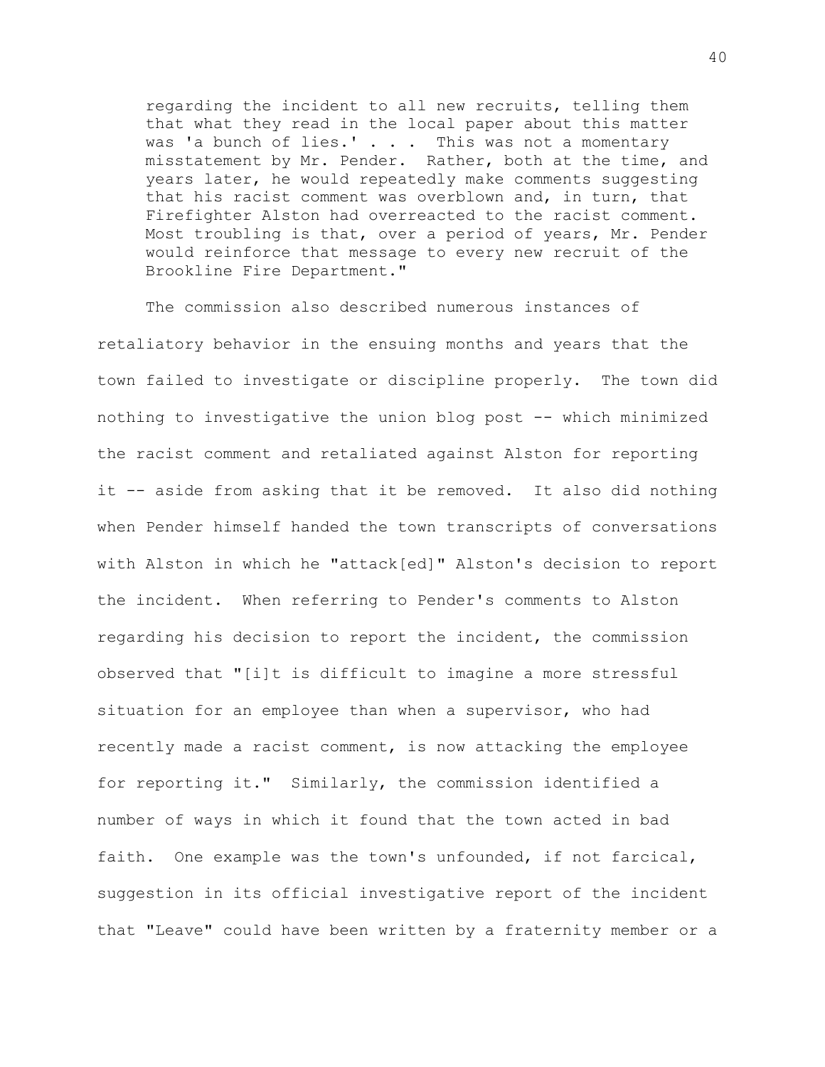> regarding the incident to all new recruits, telling them that what they read in the local paper about this matter was 'a bunch of lies.' . . . This was not a momentary misstatement by Mr. Pender. Rather, both at the time, and years later, he would repeatedly make comments suggesting that his racist comment was overblown and, in turn, that Firefighter Alston had overreacted to the racist comment. Most troubling is that, over a period of years, Mr. Pender would reinforce that message to every new recruit of the Brookline Fire Department."

The commission also described numerous instances of retaliatory behavior in the ensuing months and years that the town failed to investigate or discipline properly. The town did nothing to investigative the union blog post -- which minimized the racist comment and retaliated against Alston for reporting it -- aside from asking that it be removed. It also did nothing when Pender himself handed the town transcripts of conversations with Alston in which he "attack[ed]" Alston's decision to report the incident. When referring to Pender's comments to Alston regarding his decision to report the incident, the commission observed that "[i]t is difficult to imagine a more stressful situation for an employee than when a supervisor, who had recently made a racist comment, is now attacking the employee for reporting it." Similarly, the commission identified a number of ways in which it found that the town acted in bad faith. One example was the town's unfounded, if not farcical, suggestion in its official investigative report of the incident that "Leave" could have been written by a fraternity member or a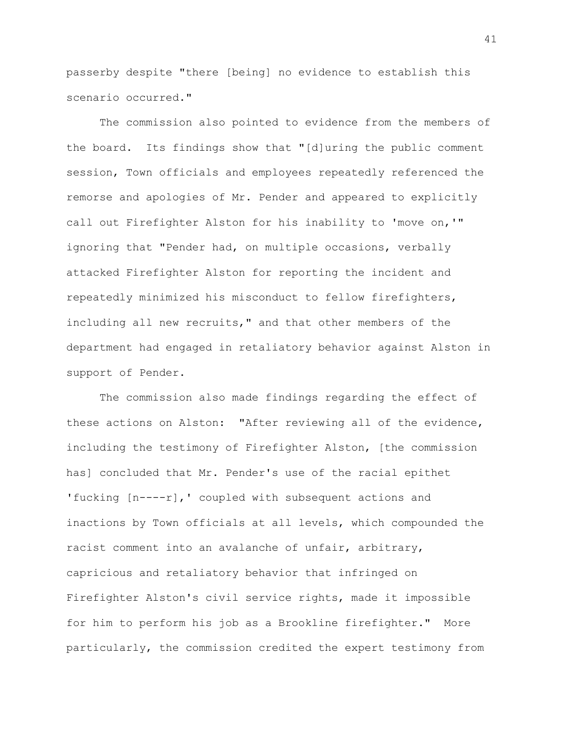passerby despite "there [being] no evidence to establish this scenario occurred."

The commission also pointed to evidence from the members of the board. Its findings show that "[d]uring the public comment session, Town officials and employees repeatedly referenced the remorse and apologies of Mr. Pender and appeared to explicitly call out Firefighter Alston for his inability to 'move on,'" ignoring that "Pender had, on multiple occasions, verbally attacked Firefighter Alston for reporting the incident and repeatedly minimized his misconduct to fellow firefighters, including all new recruits," and that other members of the department had engaged in retaliatory behavior against Alston in support of Pender.

The commission also made findings regarding the effect of these actions on Alston: "After reviewing all of the evidence, including the testimony of Firefighter Alston, [the commission has] concluded that Mr. Pender's use of the racial epithet 'fucking [n----r],' coupled with subsequent actions and inactions by Town officials at all levels, which compounded the racist comment into an avalanche of unfair, arbitrary, capricious and retaliatory behavior that infringed on Firefighter Alston's civil service rights, made it impossible for him to perform his job as a Brookline firefighter." More particularly, the commission credited the expert testimony from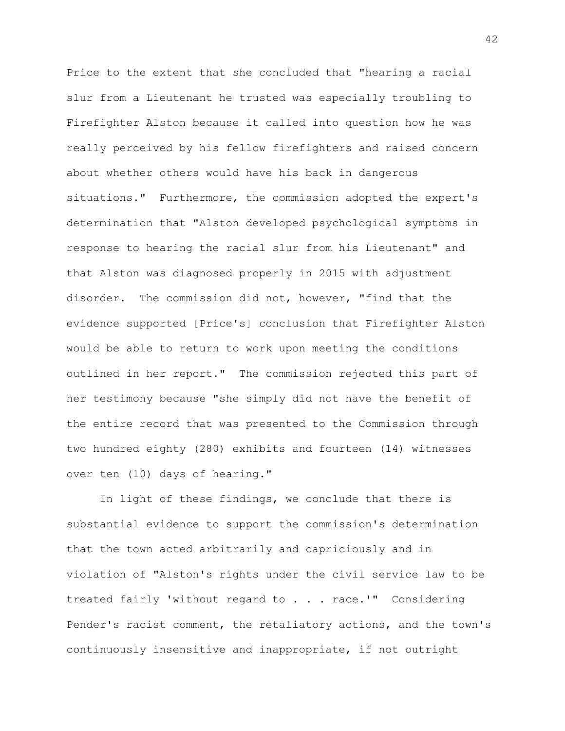Price to the extent that she concluded that "hearing a racial slur from a Lieutenant he trusted was especially troubling to Firefighter Alston because it called into question how he was really perceived by his fellow firefighters and raised concern about whether others would have his back in dangerous situations." Furthermore, the commission adopted the expert's determination that "Alston developed psychological symptoms in response to hearing the racial slur from his Lieutenant" and that Alston was diagnosed properly in 2015 with adjustment disorder. The commission did not, however, "find that the evidence supported [Price's] conclusion that Firefighter Alston would be able to return to work upon meeting the conditions outlined in her report." The commission rejected this part of her testimony because "she simply did not have the benefit of the entire record that was presented to the Commission through two hundred eighty (280) exhibits and fourteen (14) witnesses over ten (10) days of hearing."

In light of these findings, we conclude that there is substantial evidence to support the commission's determination that the town acted arbitrarily and capriciously and in violation of "Alston's rights under the civil service law to be treated fairly 'without regard to . . . race.'" Considering Pender's racist comment, the retaliatory actions, and the town's continuously insensitive and inappropriate, if not outright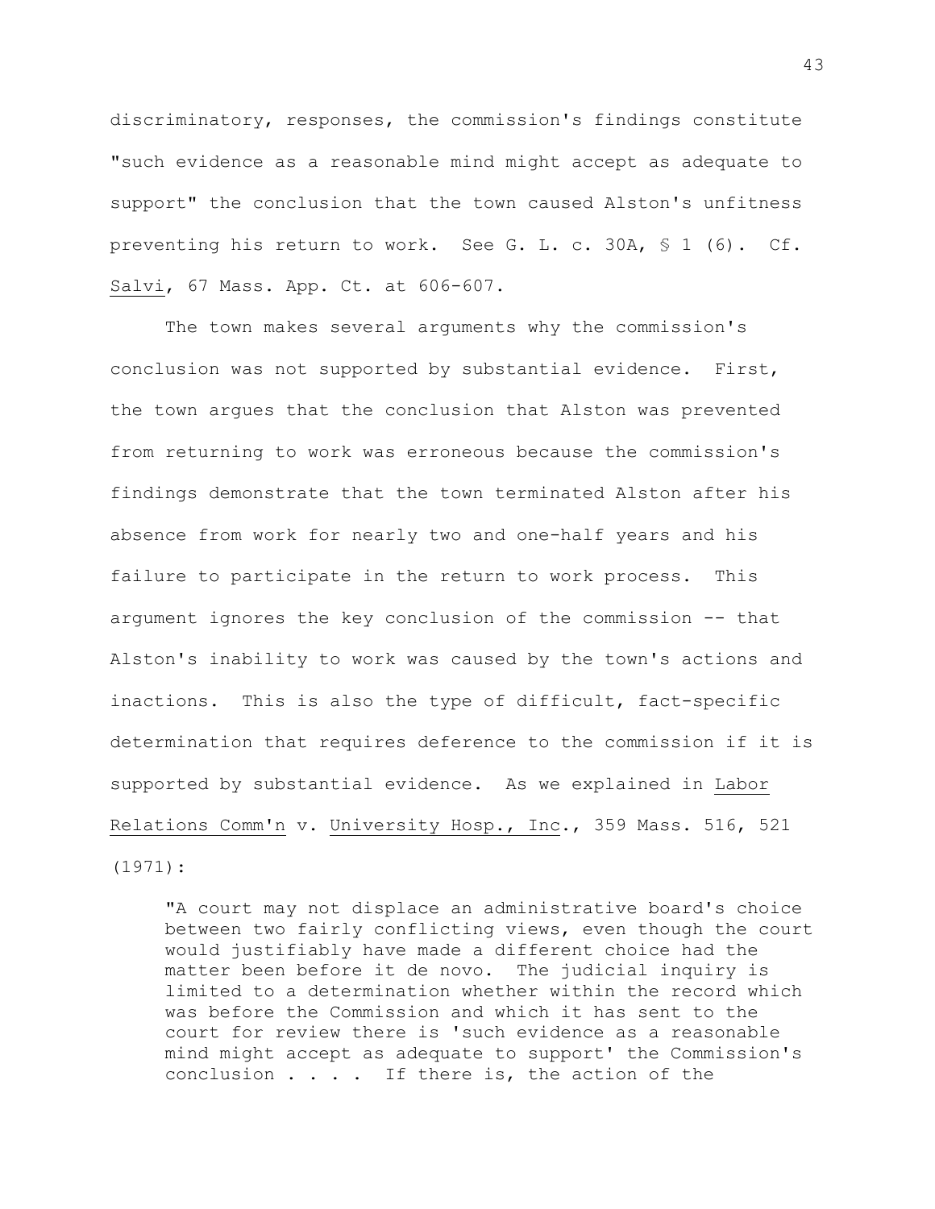discriminatory, responses, the commission's findings constitute "such evidence as a reasonable mind might accept as adequate to support" the conclusion that the town caused Alston's unfitness preventing his return to work. See G. L. c. 30A, § 1 (6). Cf. Salvi, 67 Mass. App. Ct. at 606-607.

The town makes several arguments why the commission's conclusion was not supported by substantial evidence. First, the town argues that the conclusion that Alston was prevented from returning to work was erroneous because the commission's findings demonstrate that the town terminated Alston after his absence from work for nearly two and one-half years and his failure to participate in the return to work process. This argument ignores the key conclusion of the commission -- that Alston's inability to work was caused by the town's actions and inactions. This is also the type of difficult, fact-specific determination that requires deference to the commission if it is supported by substantial evidence. As we explained in Labor Relations Comm'n v. University Hosp., Inc., 359 Mass. 516, 521 (1971):

> "A court may not displace an administrative board's choice between two fairly conflicting views, even though the court would justifiably have made a different choice had the matter been before it de novo. The judicial inquiry is limited to a determination whether within the record which was before the Commission and which it has sent to the court for review there is 'such evidence as a reasonable mind might accept as adequate to support' the Commission's conclusion . . . . If there is, the action of the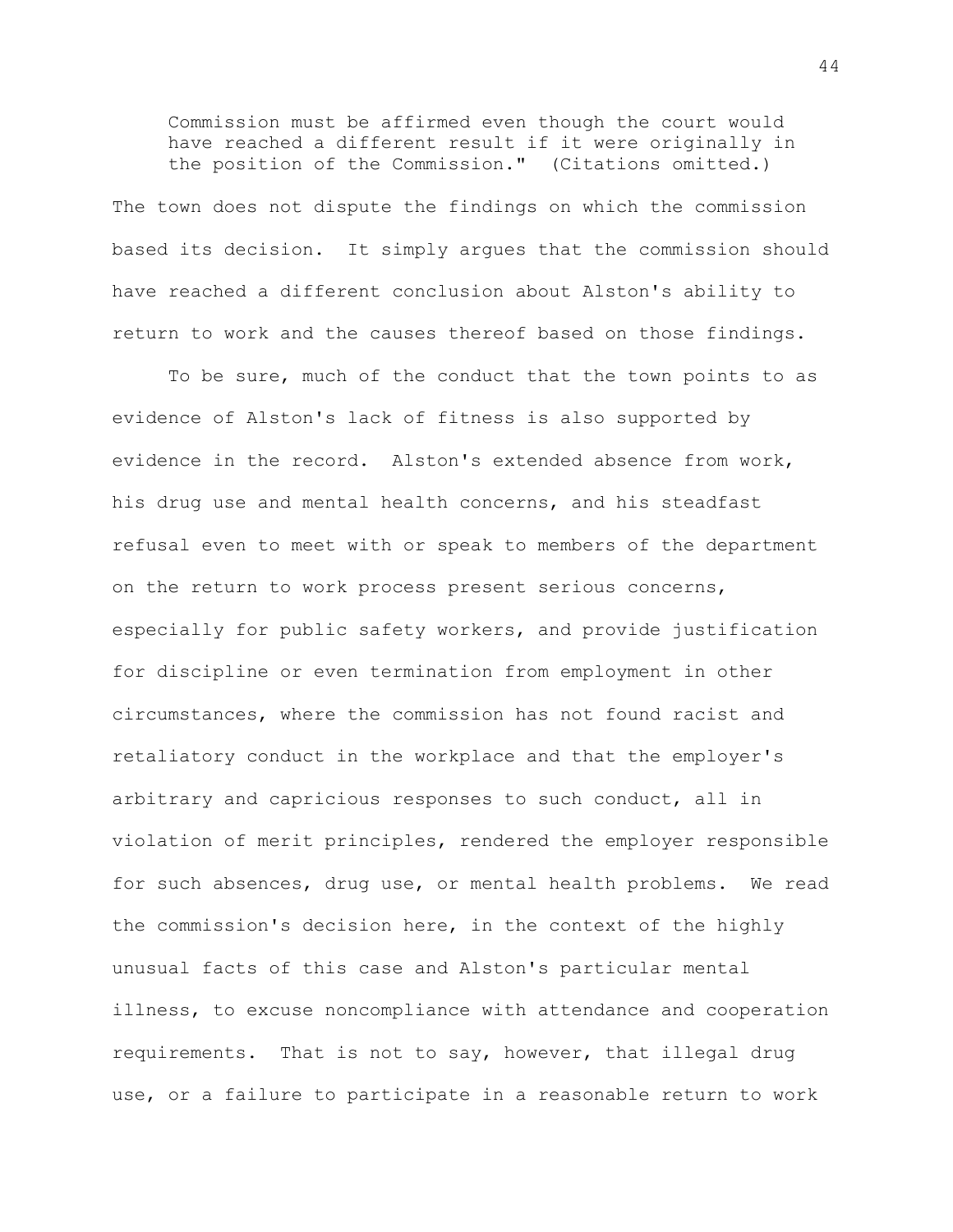> Commission must be affirmed even though the court would have reached a different result if it were originally in the position of the Commission." (Citations omitted.)

The town does not dispute the findings on which the commission based its decision. It simply argues that the commission should have reached a different conclusion about Alston's ability to return to work and the causes thereof based on those findings.

To be sure, much of the conduct that the town points to as evidence of Alston's lack of fitness is also supported by evidence in the record. Alston's extended absence from work, his drug use and mental health concerns, and his steadfast refusal even to meet with or speak to members of the department on the return to work process present serious concerns, especially for public safety workers, and provide justification for discipline or even termination from employment in other circumstances, where the commission has not found racist and retaliatory conduct in the workplace and that the employer's arbitrary and capricious responses to such conduct, all in violation of merit principles, rendered the employer responsible for such absences, drug use, or mental health problems. We read the commission's decision here, in the context of the highly unusual facts of this case and Alston's particular mental illness, to excuse noncompliance with attendance and cooperation requirements. That is not to say, however, that illegal drug use, or a failure to participate in a reasonable return to work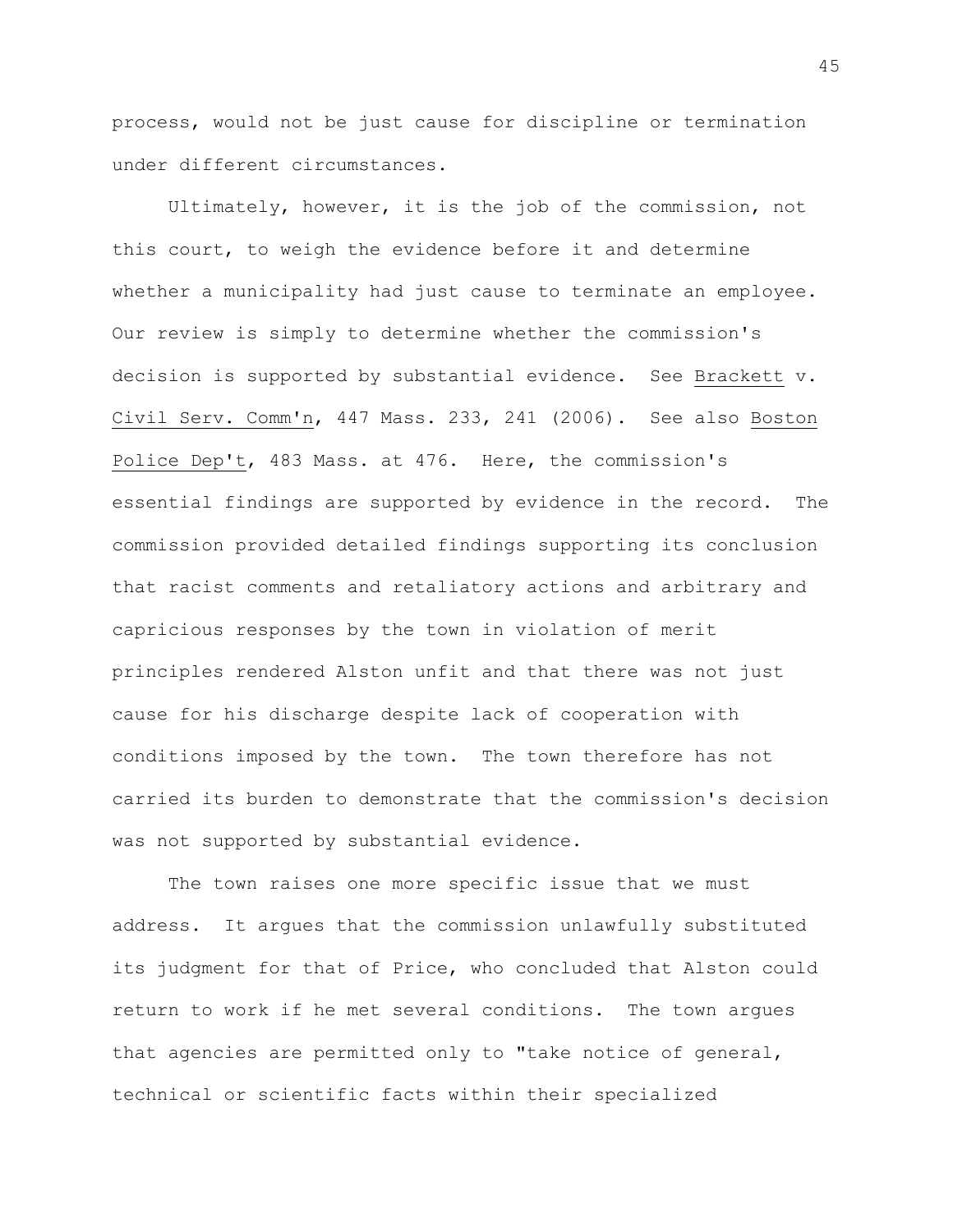process, would not be just cause for discipline or termination under different circumstances.

Ultimately, however, it is the job of the commission, not this court, to weigh the evidence before it and determine whether a municipality had just cause to terminate an employee. Our review is simply to determine whether the commission's decision is supported by substantial evidence. See Brackett v. Civil Serv. Comm'n, 447 Mass. 233, 241 (2006). See also Boston Police Dep't, 483 Mass. at 476. Here, the commission's essential findings are supported by evidence in the record. The commission provided detailed findings supporting its conclusion that racist comments and retaliatory actions and arbitrary and capricious responses by the town in violation of merit principles rendered Alston unfit and that there was not just cause for his discharge despite lack of cooperation with conditions imposed by the town. The town therefore has not carried its burden to demonstrate that the commission's decision was not supported by substantial evidence.

The town raises one more specific issue that we must address. It argues that the commission unlawfully substituted its judgment for that of Price, who concluded that Alston could return to work if he met several conditions. The town argues that agencies are permitted only to "take notice of general, technical or scientific facts within their specialized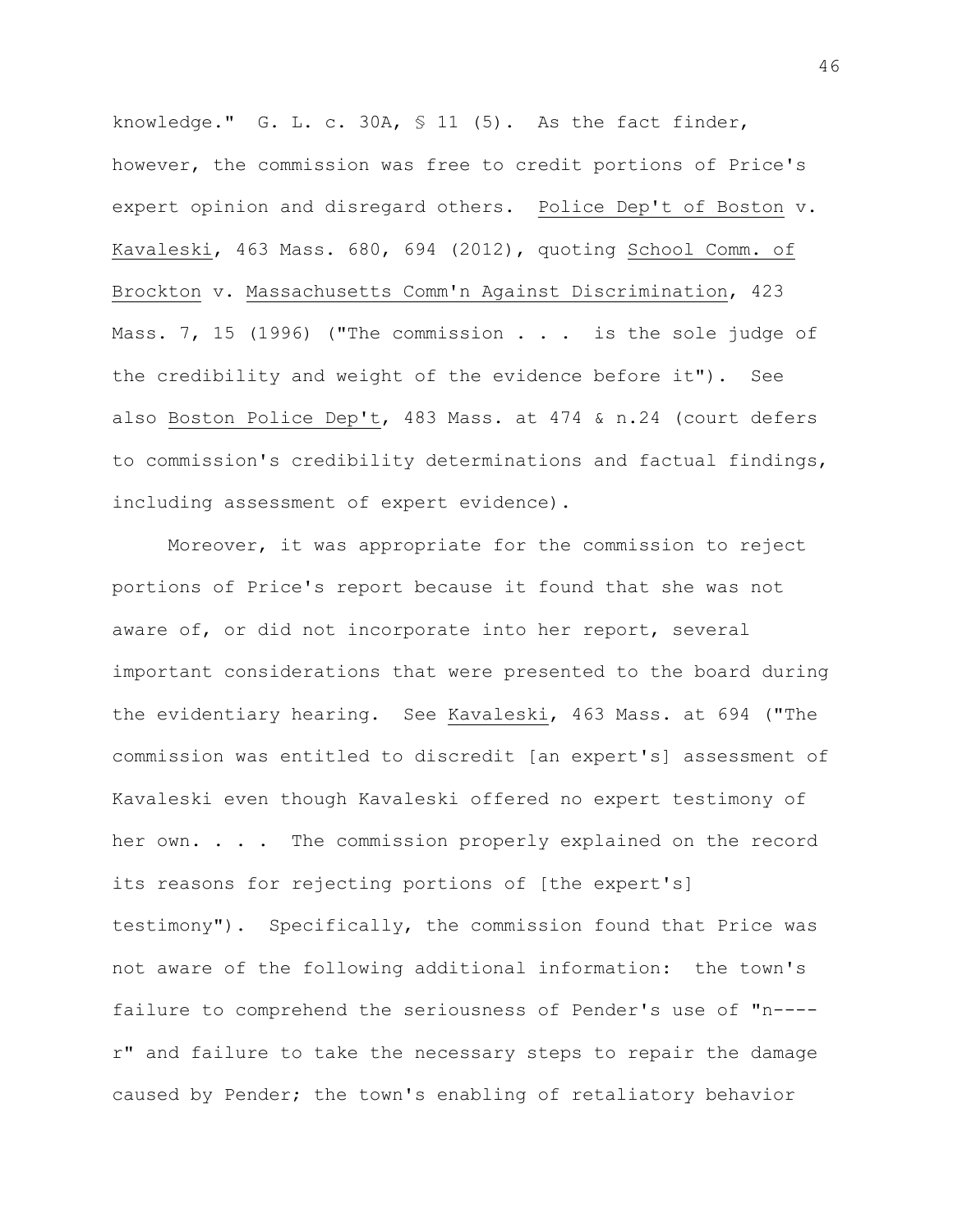knowledge." G. L. c. 30A, § 11 (5). As the fact finder, however, the commission was free to credit portions of Price's expert opinion and disregard others. Police Dep't of Boston v. Kavaleski, 463 Mass. 680, 694 (2012), quoting School Comm. of Brockton v. Massachusetts Comm'n Against Discrimination, 423 Mass. 7, 15 (1996) ("The commission . . . is the sole judge of the credibility and weight of the evidence before it"). See also Boston Police Dep't, 483 Mass. at 474 & n.24 (court defers to commission's credibility determinations and factual findings, including assessment of expert evidence).

Moreover, it was appropriate for the commission to reject portions of Price's report because it found that she was not aware of, or did not incorporate into her report, several important considerations that were presented to the board during the evidentiary hearing. See Kavaleski, 463 Mass. at 694 ("The commission was entitled to discredit [an expert's] assessment of Kavaleski even though Kavaleski offered no expert testimony of her own. . . . The commission properly explained on the record its reasons for rejecting portions of [the expert's] testimony"). Specifically, the commission found that Price was not aware of the following additional information: the town's failure to comprehend the seriousness of Pender's use of "n----r" and failure to take the necessary steps to repair the damage caused by Pender; the town's enabling of retaliatory behavior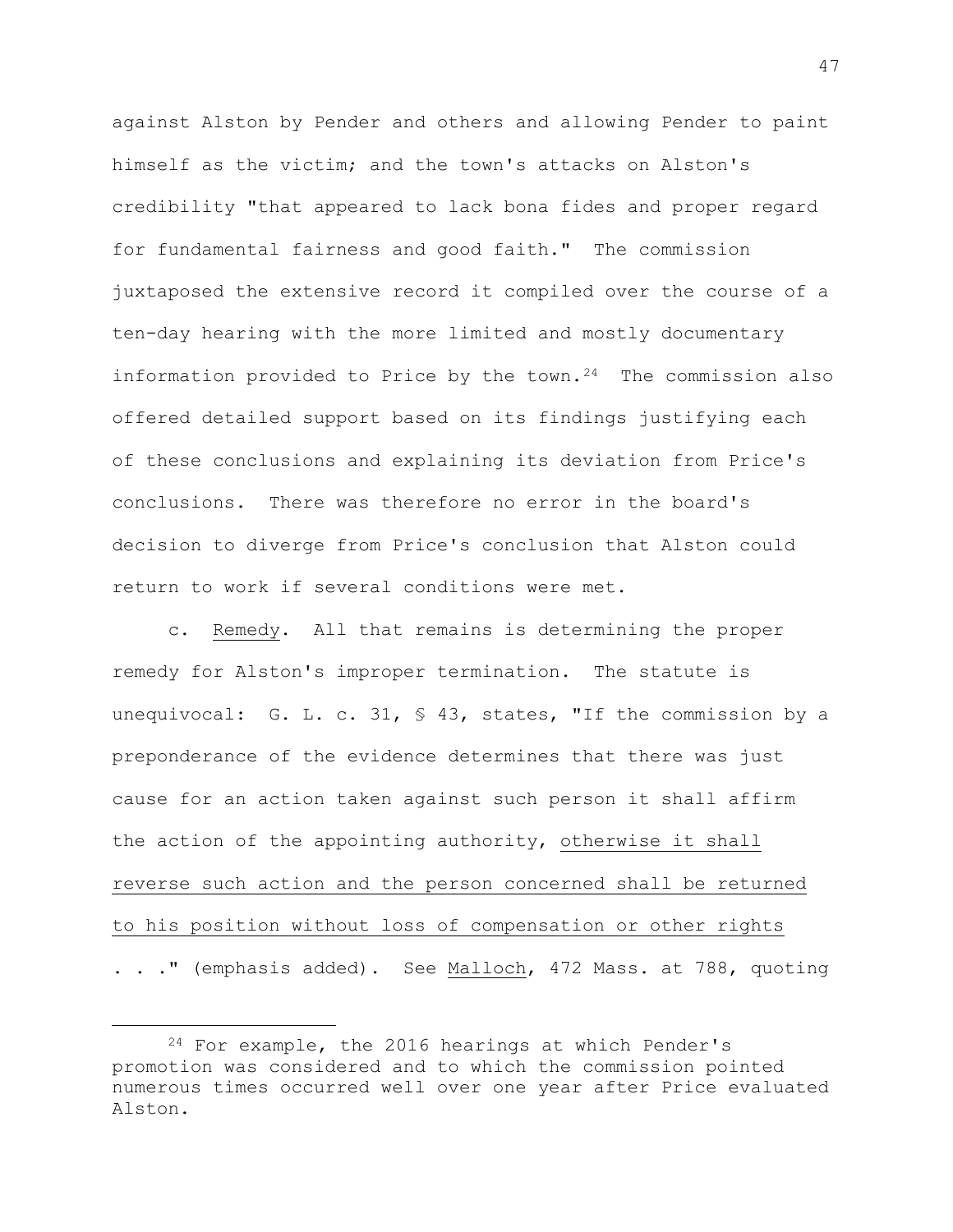against Alston by Pender and others and allowing Pender to paint himself as the victim; and the town's attacks on Alston's credibility "that appeared to lack bona fides and proper regard for fundamental fairness and good faith." The commission juxtaposed the extensive record it compiled over the course of a ten-day hearing with the more limited and mostly documentary information provided to Price by the town.[24] The commission also offered detailed support based on its findings justifying each of these conclusions and explaining its deviation from Price's conclusions. There was therefore no error in the board's decision to diverge from Price's conclusion that Alston could return to work if several conditions were met.

c. Remedy. All that remains is determining the proper remedy for Alston's improper termination. The statute is unequivocal: G. L. c. 31, § 43, states, "If the commission by a preponderance of the evidence determines that there was just cause for an action taken against such person it shall affirm the action of the appointing authority, otherwise it shall reverse such action and the person concerned shall be returned to his position without loss of compensation or other rights . . ." (emphasis added). See Malloch, 472 Mass. at 788, quoting

---

[24] For example, the 2016 hearings at which Pender's promotion was considered and to which the commission pointed numerous times occurred well over one year after Price evaluated Alston.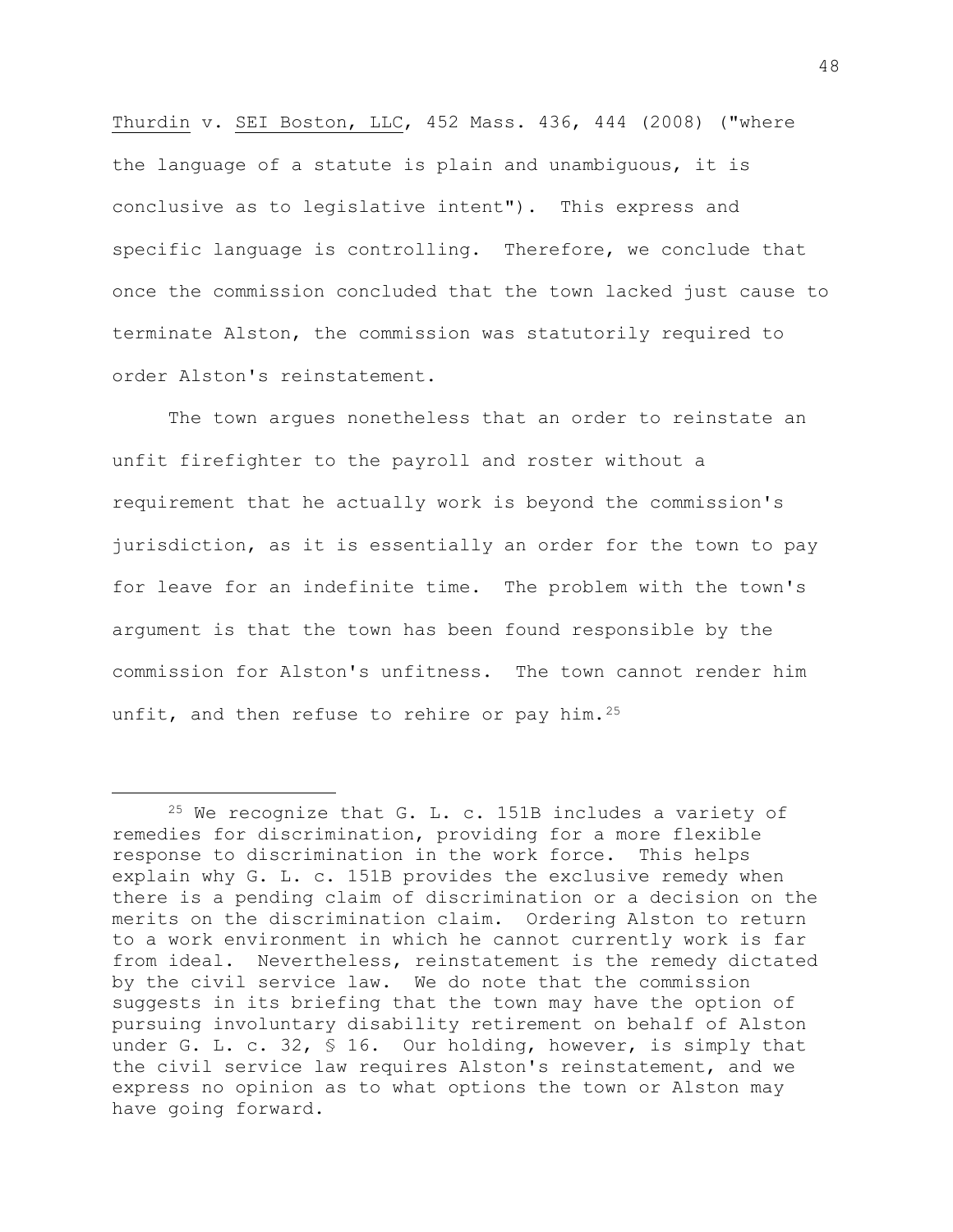Thurdin v. SEI Boston, LLC, 452 Mass. 436, 444 (2008) ("where the language of a statute is plain and unambiguous, it is conclusive as to legislative intent"). This express and specific language is controlling. Therefore, we conclude that once the commission concluded that the town lacked just cause to terminate Alston, the commission was statutorily required to order Alston's reinstatement.

The town argues nonetheless that an order to reinstate an unfit firefighter to the payroll and roster without a requirement that he actually work is beyond the commission's jurisdiction, as it is essentially an order for the town to pay for leave for an indefinite time. The problem with the town's argument is that the town has been found responsible by the commission for Alston's unfitness. The town cannot render him unfit, and then refuse to rehire or pay him.[25]

---

[25] We recognize that G. L. c. 151B includes a variety of remedies for discrimination, providing for a more flexible response to discrimination in the work force. This helps explain why G. L. c. 151B provides the exclusive remedy when there is a pending claim of discrimination or a decision on the merits on the discrimination claim. Ordering Alston to return to a work environment in which he cannot currently work is far from ideal. Nevertheless, reinstatement is the remedy dictated by the civil service law. We do note that the commission suggests in its briefing that the town may have the option of pursuing involuntary disability retirement on behalf of Alston under G. L. c. 32, § 16. Our holding, however, is simply that the civil service law requires Alston's reinstatement, and we express no opinion as to what options the town or Alston may have going forward.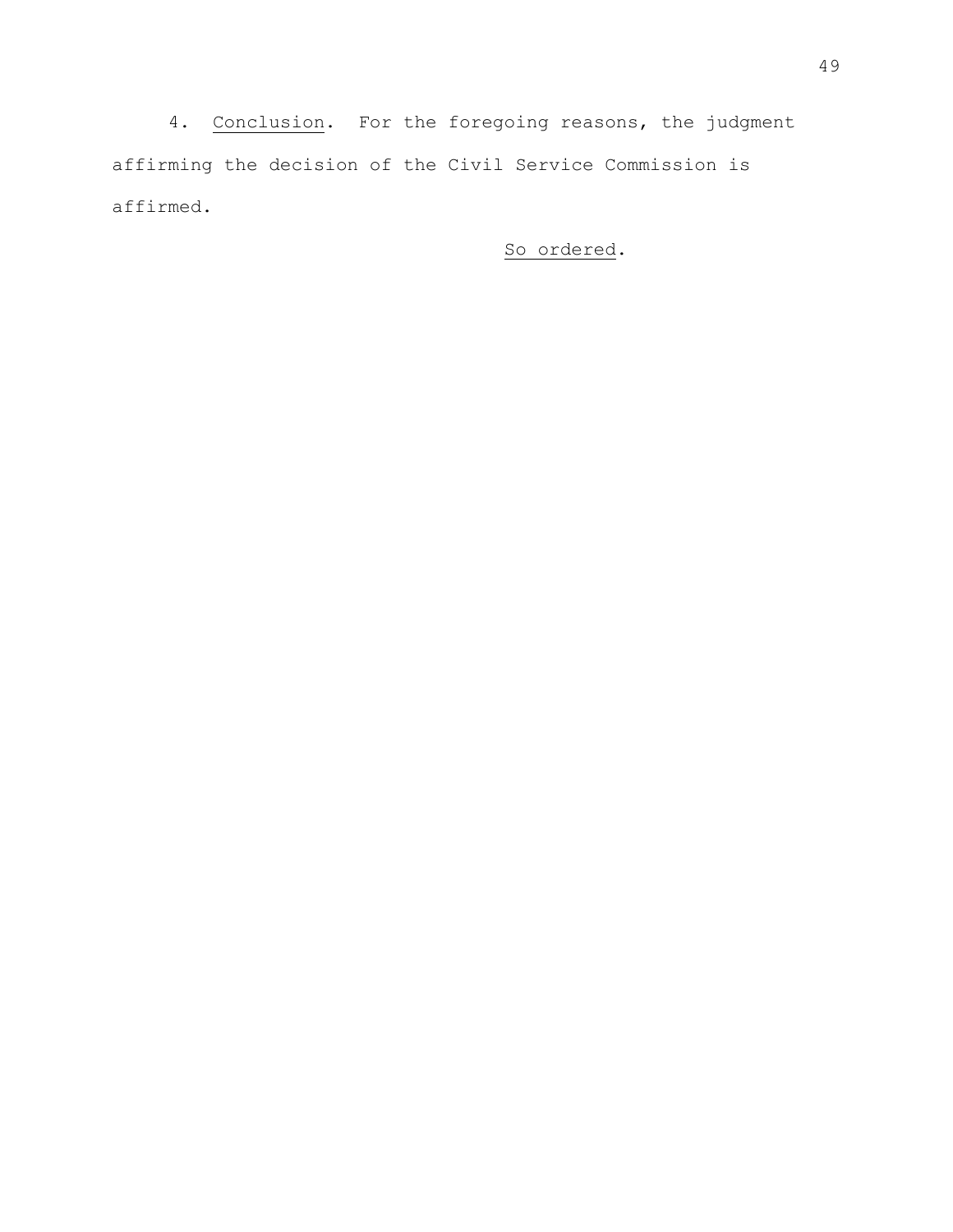4. Conclusion. For the foregoing reasons, the judgment affirming the decision of the Civil Service Commission is affirmed.

So ordered.